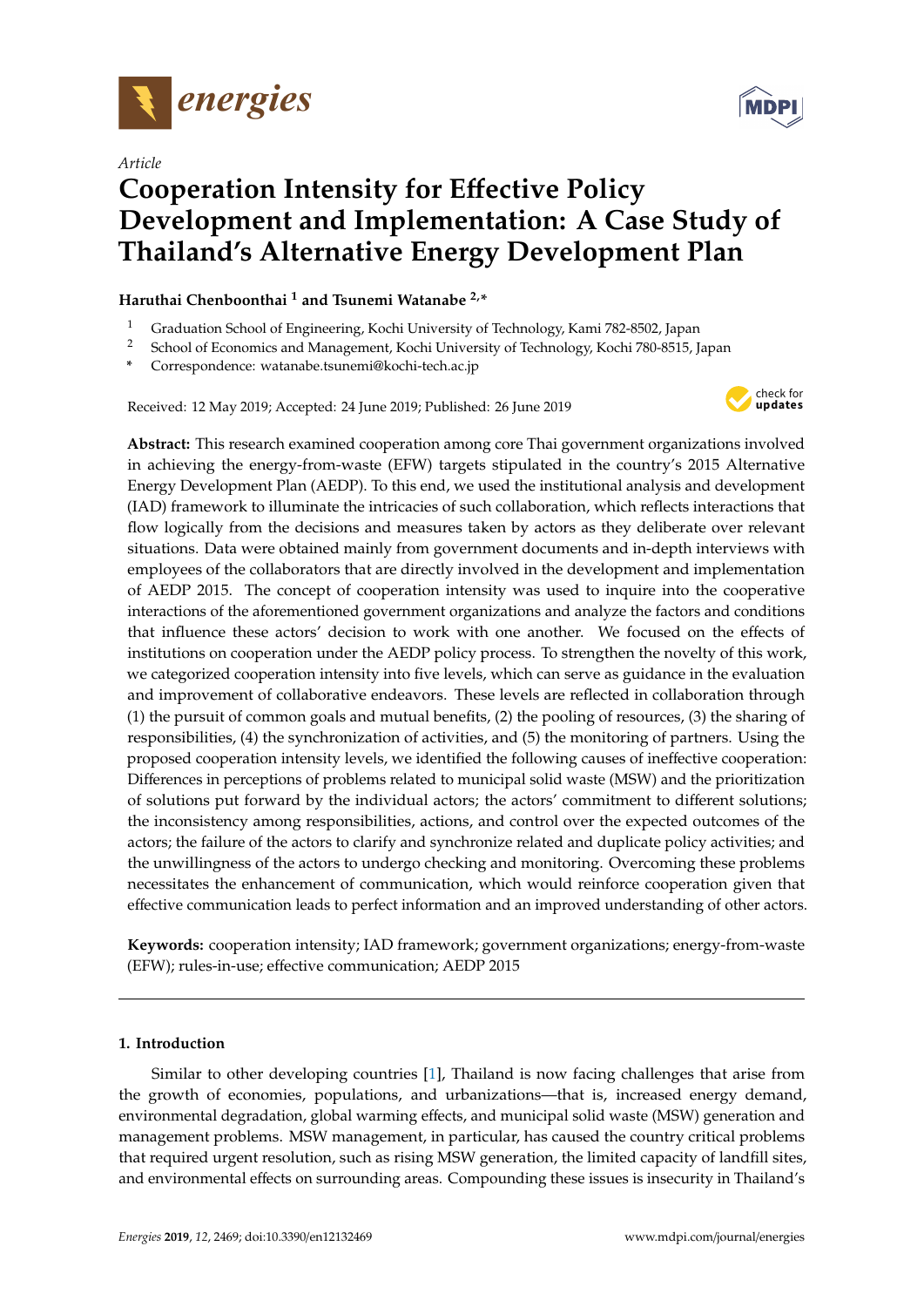*Article*

# Cooperation Intensity for Effective Policy Development and Implementation: A Case Study of Thailand's Alternative Energy Development Plan

**Haruthai Chenboonthai [1] and Tsunemi Watanabe [2,*]**

[1] Graduation School of Engineering, Kochi University of Technology, Kami 782-8502, Japan
[2] School of Economics and Management, Kochi University of Technology, Kochi 780-8515, Japan
\* Correspondence: watanabe.tsunemi@kochi-tech.ac.jp

Received: 12 May 2019; Accepted: 24 June 2019; Published: 26 June 2019

**Abstract:** This research examined cooperation among core Thai government organizations involved in achieving the energy-from-waste (EFW) targets stipulated in the country's 2015 Alternative Energy Development Plan (AEDP). To this end, we used the institutional analysis and development (IAD) framework to illuminate the intricacies of such collaboration, which reflects interactions that flow logically from the decisions and measures taken by actors as they deliberate over relevant situations. Data were obtained mainly from government documents and in-depth interviews with employees of the collaborators that are directly involved in the development and implementation of AEDP 2015. The concept of cooperation intensity was used to inquire into the cooperative interactions of the aforementioned government organizations and analyze the factors and conditions that influence these actors' decision to work with one another. We focused on the effects of institutions on cooperation under the AEDP policy process. To strengthen the novelty of this work, we categorized cooperation intensity into five levels, which can serve as guidance in the evaluation and improvement of collaborative endeavors. These levels are reflected in collaboration through (1) the pursuit of common goals and mutual benefits, (2) the pooling of resources, (3) the sharing of responsibilities, (4) the synchronization of activities, and (5) the monitoring of partners. Using the proposed cooperation intensity levels, we identified the following causes of ineffective cooperation: Differences in perceptions of problems related to municipal solid waste (MSW) and the prioritization of solutions put forward by the individual actors; the actors' commitment to different solutions; the inconsistency among responsibilities, actions, and control over the expected outcomes of the actors; the failure of the actors to clarify and synchronize related and duplicate policy activities; and the unwillingness of the actors to undergo checking and monitoring. Overcoming these problems necessitates the enhancement of communication, which would reinforce cooperation given that effective communication leads to perfect information and an improved understanding of other actors.

**Keywords:** cooperation intensity; IAD framework; government organizations; energy-from-waste (EFW); rules-in-use; effective communication; AEDP 2015

## 1. Introduction

Similar to other developing countries [1], Thailand is now facing challenges that arise from the growth of economies, populations, and urbanizations—that is, increased energy demand, environmental degradation, global warming effects, and municipal solid waste (MSW) generation and management problems. MSW management, in particular, has caused the country critical problems that required urgent resolution, such as rising MSW generation, the limited capacity of landfill sites, and environmental effects on surrounding areas. Compounding these issues is insecurity in Thailand's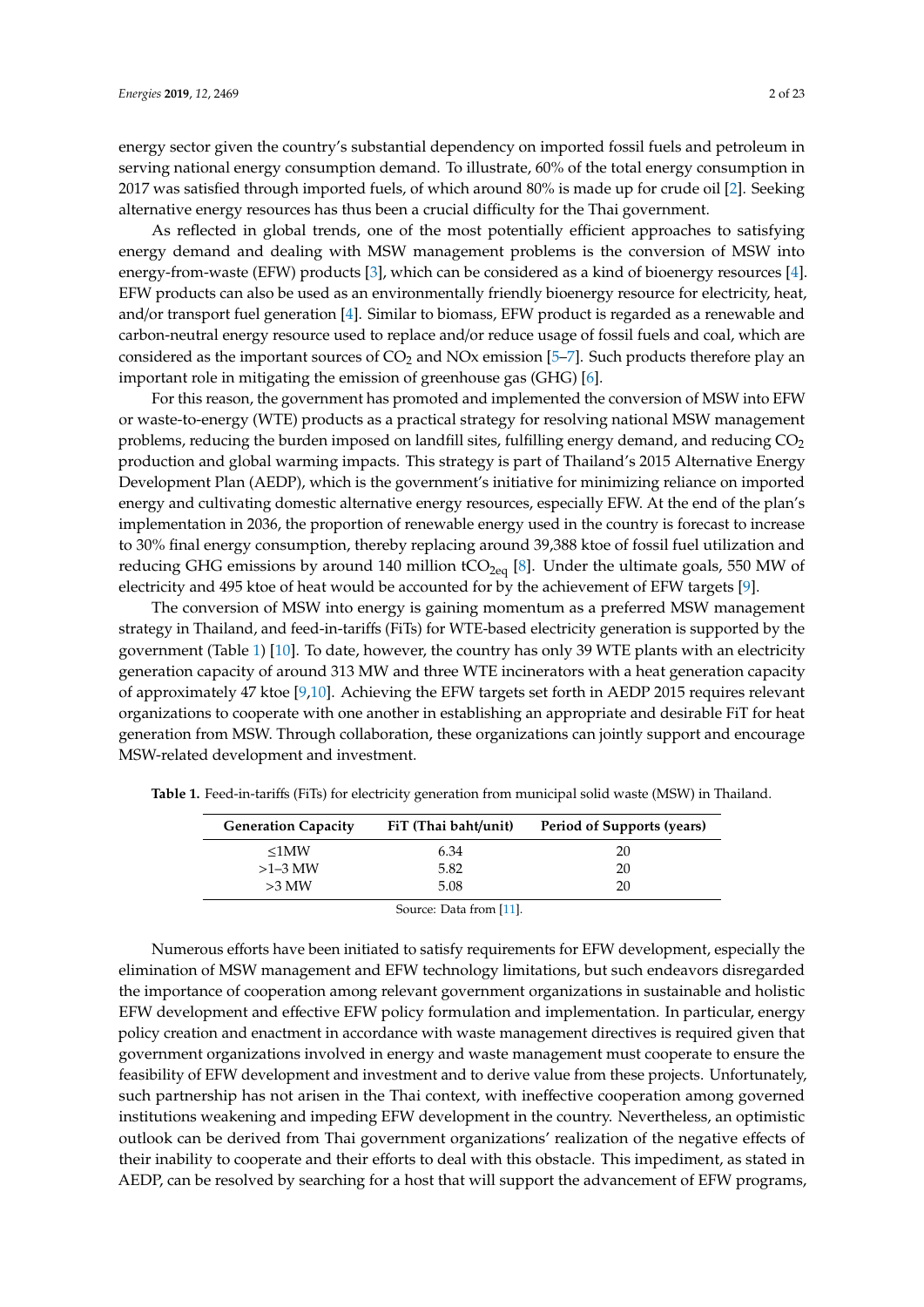energy sector given the country's substantial dependency on imported fossil fuels and petroleum in serving national energy consumption demand. To illustrate, 60% of the total energy consumption in 2017 was satisfied through imported fuels, of which around 80% is made up for crude oil [2]. Seeking alternative energy resources has thus been a crucial difficulty for the Thai government.

As reflected in global trends, one of the most potentially efficient approaches to satisfying energy demand and dealing with MSW management problems is the conversion of MSW into energy-from-waste (EFW) products [3], which can be considered as a kind of bioenergy resources [4]. EFW products can also be used as an environmentally friendly bioenergy resource for electricity, heat, and/or transport fuel generation [4]. Similar to biomass, EFW product is regarded as a renewable and carbon-neutral energy resource used to replace and/or reduce usage of fossil fuels and coal, which are considered as the important sources of $CO_2$ and NOx emission [5–7]. Such products therefore play an important role in mitigating the emission of greenhouse gas (GHG) [6].

For this reason, the government has promoted and implemented the conversion of MSW into EFW or waste-to-energy (WTE) products as a practical strategy for resolving national MSW management problems, reducing the burden imposed on landfill sites, fulfilling energy demand, and reducing $CO_2$ production and global warming impacts. This strategy is part of Thailand's 2015 Alternative Energy Development Plan (AEDP), which is the government's initiative for minimizing reliance on imported energy and cultivating domestic alternative energy resources, especially EFW. At the end of the plan's implementation in 2036, the proportion of renewable energy used in the country is forecast to increase to 30% final energy consumption, thereby replacing around 39,388 ktoe of fossil fuel utilization and reducing GHG emissions by around 140 million $tCO_{2eq}$ [8]. Under the ultimate goals, 550 MW of electricity and 495 ktoe of heat would be accounted for by the achievement of EFW targets [9].

The conversion of MSW into energy is gaining momentum as a preferred MSW management strategy in Thailand, and feed-in-tariffs (FiTs) for WTE-based electricity generation is supported by the government (Table 1) [10]. To date, however, the country has only 39 WTE plants with an electricity generation capacity of around 313 MW and three WTE incinerators with a heat generation capacity of approximately 47 ktoe [9,10]. Achieving the EFW targets set forth in AEDP 2015 requires relevant organizations to cooperate with one another in establishing an appropriate and desirable FiT for heat generation from MSW. Through collaboration, these organizations can jointly support and encourage MSW-related development and investment.

**Table 1.** Feed-in-tariffs (FiTs) for electricity generation from municipal solid waste (MSW) in Thailand.

| Generation Capacity | FiT (Thai baht/unit) | Period of Supports (years) |
|---|---|---|
| ≤1MW | 6.34 | 20 |
| >1–3 MW | 5.82 | 20 |
| >3 MW | 5.08 | 20 |

Source: Data from [11].

Numerous efforts have been initiated to satisfy requirements for EFW development, especially the elimination of MSW management and EFW technology limitations, but such endeavors disregarded the importance of cooperation among relevant government organizations in sustainable and holistic EFW development and effective EFW policy formulation and implementation. In particular, energy policy creation and enactment in accordance with waste management directives is required given that government organizations involved in energy and waste management must cooperate to ensure the feasibility of EFW development and investment and to derive value from these projects. Unfortunately, such partnership has not arisen in the Thai context, with ineffective cooperation among governed institutions weakening and impeding EFW development in the country. Nevertheless, an optimistic outlook can be derived from Thai government organizations' realization of the negative effects of their inability to cooperate and their efforts to deal with this obstacle. This impediment, as stated in AEDP, can be resolved by searching for a host that will support the advancement of EFW programs,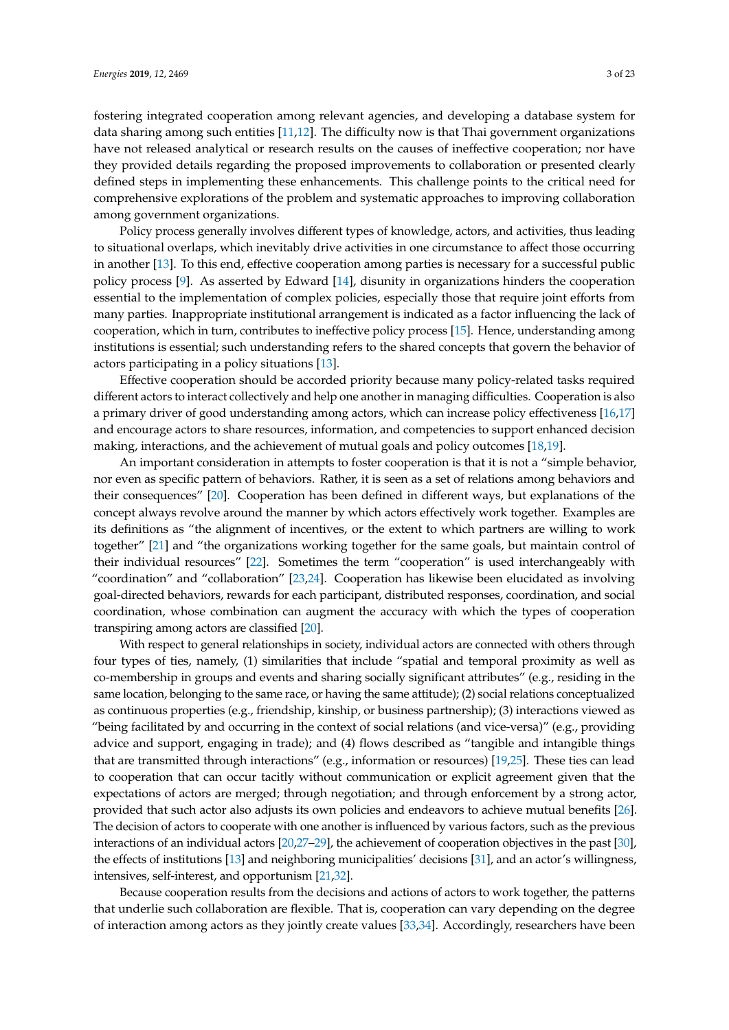fostering integrated cooperation among relevant agencies, and developing a database system for data sharing among such entities [11,12]. The difficulty now is that Thai government organizations have not released analytical or research results on the causes of ineffective cooperation; nor have they provided details regarding the proposed improvements to collaboration or presented clearly defined steps in implementing these enhancements. This challenge points to the critical need for comprehensive explorations of the problem and systematic approaches to improving collaboration among government organizations.

Policy process generally involves different types of knowledge, actors, and activities, thus leading to situational overlaps, which inevitably drive activities in one circumstance to affect those occurring in another [13]. To this end, effective cooperation among parties is necessary for a successful public policy process [9]. As asserted by Edward [14], disunity in organizations hinders the cooperation essential to the implementation of complex policies, especially those that require joint efforts from many parties. Inappropriate institutional arrangement is indicated as a factor influencing the lack of cooperation, which in turn, contributes to ineffective policy process [15]. Hence, understanding among institutions is essential; such understanding refers to the shared concepts that govern the behavior of actors participating in a policy situations [13].

Effective cooperation should be accorded priority because many policy-related tasks required different actors to interact collectively and help one another in managing difficulties. Cooperation is also a primary driver of good understanding among actors, which can increase policy effectiveness [16,17] and encourage actors to share resources, information, and competencies to support enhanced decision making, interactions, and the achievement of mutual goals and policy outcomes [18,19].

An important consideration in attempts to foster cooperation is that it is not a "simple behavior, nor even as specific pattern of behaviors. Rather, it is seen as a set of relations among behaviors and their consequences" [20]. Cooperation has been defined in different ways, but explanations of the concept always revolve around the manner by which actors effectively work together. Examples are its definitions as "the alignment of incentives, or the extent to which partners are willing to work together" [21] and "the organizations working together for the same goals, but maintain control of their individual resources" [22]. Sometimes the term "cooperation" is used interchangeably with "coordination" and "collaboration" [23,24]. Cooperation has likewise been elucidated as involving goal-directed behaviors, rewards for each participant, distributed responses, coordination, and social coordination, whose combination can augment the accuracy with which the types of cooperation transpiring among actors are classified [20].

With respect to general relationships in society, individual actors are connected with others through four types of ties, namely, (1) similarities that include "spatial and temporal proximity as well as co-membership in groups and events and sharing socially significant attributes" (e.g., residing in the same location, belonging to the same race, or having the same attitude); (2) social relations conceptualized as continuous properties (e.g., friendship, kinship, or business partnership); (3) interactions viewed as "being facilitated by and occurring in the context of social relations (and vice-versa)" (e.g., providing advice and support, engaging in trade); and (4) flows described as "tangible and intangible things that are transmitted through interactions" (e.g., information or resources) [19,25]. These ties can lead to cooperation that can occur tacitly without communication or explicit agreement given that the expectations of actors are merged; through negotiation; and through enforcement by a strong actor, provided that such actor also adjusts its own policies and endeavors to achieve mutual benefits [26]. The decision of actors to cooperate with one another is influenced by various factors, such as the previous interactions of an individual actors [20,27–29], the achievement of cooperation objectives in the past [30], the effects of institutions [13] and neighboring municipalities' decisions [31], and an actor's willingness, intensives, self-interest, and opportunism [21,32].

Because cooperation results from the decisions and actions of actors to work together, the patterns that underlie such collaboration are flexible. That is, cooperation can vary depending on the degree of interaction among actors as they jointly create values [33,34]. Accordingly, researchers have been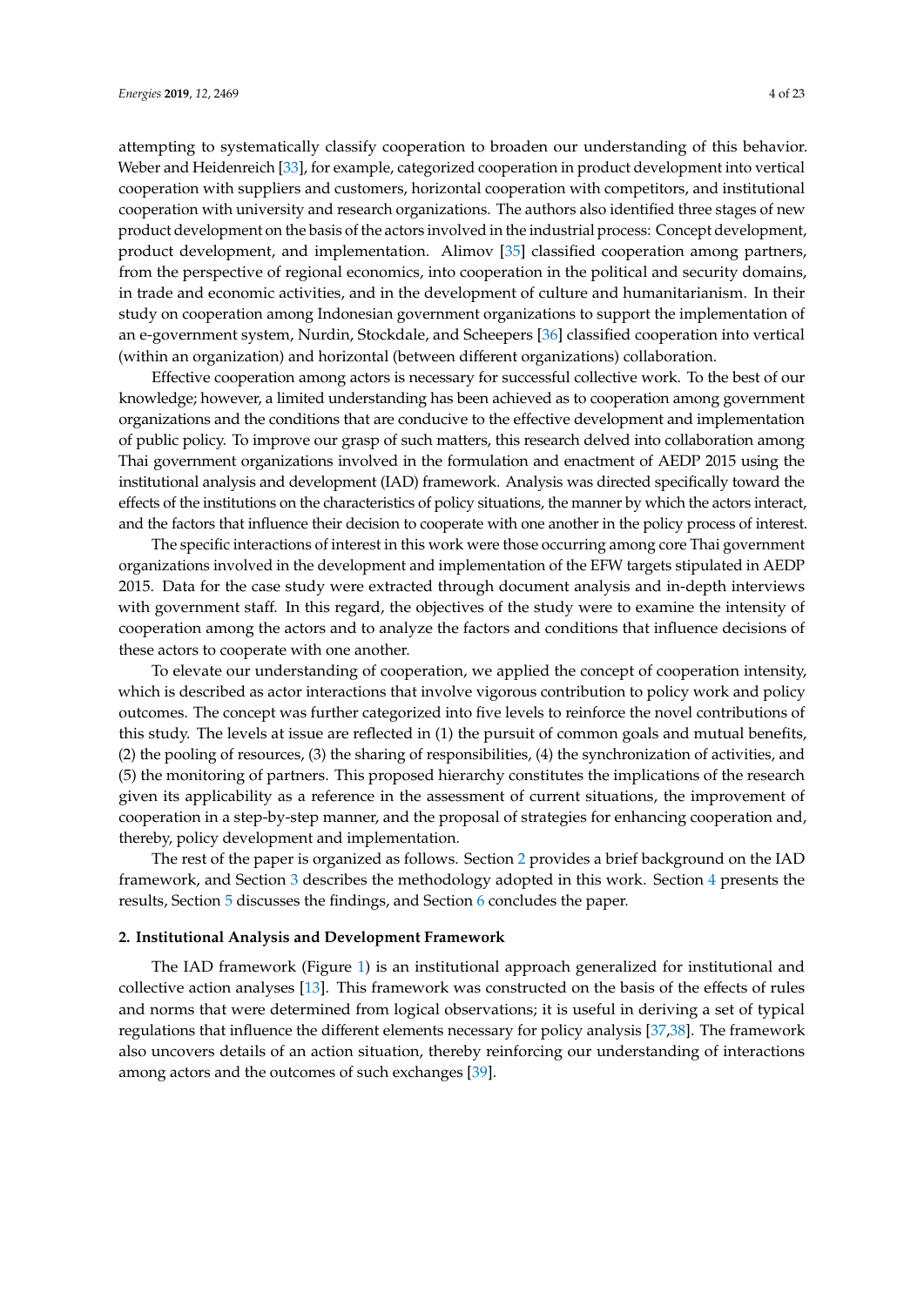attempting to systematically classify cooperation to broaden our understanding of this behavior. Weber and Heidenreich [33], for example, categorized cooperation in product development into vertical cooperation with suppliers and customers, horizontal cooperation with competitors, and institutional cooperation with university and research organizations. The authors also identified three stages of new product development on the basis of the actors involved in the industrial process: Concept development, product development, and implementation. Alimov [35] classified cooperation among partners, from the perspective of regional economics, into cooperation in the political and security domains, in trade and economic activities, and in the development of culture and humanitarianism. In their study on cooperation among Indonesian government organizations to support the implementation of an e-government system, Nurdin, Stockdale, and Scheepers [36] classified cooperation into vertical (within an organization) and horizontal (between different organizations) collaboration.

Effective cooperation among actors is necessary for successful collective work. To the best of our knowledge; however, a limited understanding has been achieved as to cooperation among government organizations and the conditions that are conducive to the effective development and implementation of public policy. To improve our grasp of such matters, this research delved into collaboration among Thai government organizations involved in the formulation and enactment of AEDP 2015 using the institutional analysis and development (IAD) framework. Analysis was directed specifically toward the effects of the institutions on the characteristics of policy situations, the manner by which the actors interact, and the factors that influence their decision to cooperate with one another in the policy process of interest.

The specific interactions of interest in this work were those occurring among core Thai government organizations involved in the development and implementation of the EFW targets stipulated in AEDP 2015. Data for the case study were extracted through document analysis and in-depth interviews with government staff. In this regard, the objectives of the study were to examine the intensity of cooperation among the actors and to analyze the factors and conditions that influence decisions of these actors to cooperate with one another.

To elevate our understanding of cooperation, we applied the concept of cooperation intensity, which is described as actor interactions that involve vigorous contribution to policy work and policy outcomes. The concept was further categorized into five levels to reinforce the novel contributions of this study. The levels at issue are reflected in (1) the pursuit of common goals and mutual benefits, (2) the pooling of resources, (3) the sharing of responsibilities, (4) the synchronization of activities, and (5) the monitoring of partners. This proposed hierarchy constitutes the implications of the research given its applicability as a reference in the assessment of current situations, the improvement of cooperation in a step-by-step manner, and the proposal of strategies for enhancing cooperation and, thereby, policy development and implementation.

The rest of the paper is organized as follows. Section 2 provides a brief background on the IAD framework, and Section 3 describes the methodology adopted in this work. Section 4 presents the results, Section 5 discusses the findings, and Section 6 concludes the paper.

## 2. Institutional Analysis and Development Framework

The IAD framework (Figure 1) is an institutional approach generalized for institutional and collective action analyses [13]. This framework was constructed on the basis of the effects of rules and norms that were determined from logical observations; it is useful in deriving a set of typical regulations that influence the different elements necessary for policy analysis [37,38]. The framework also uncovers details of an action situation, thereby reinforcing our understanding of interactions among actors and the outcomes of such exchanges [39].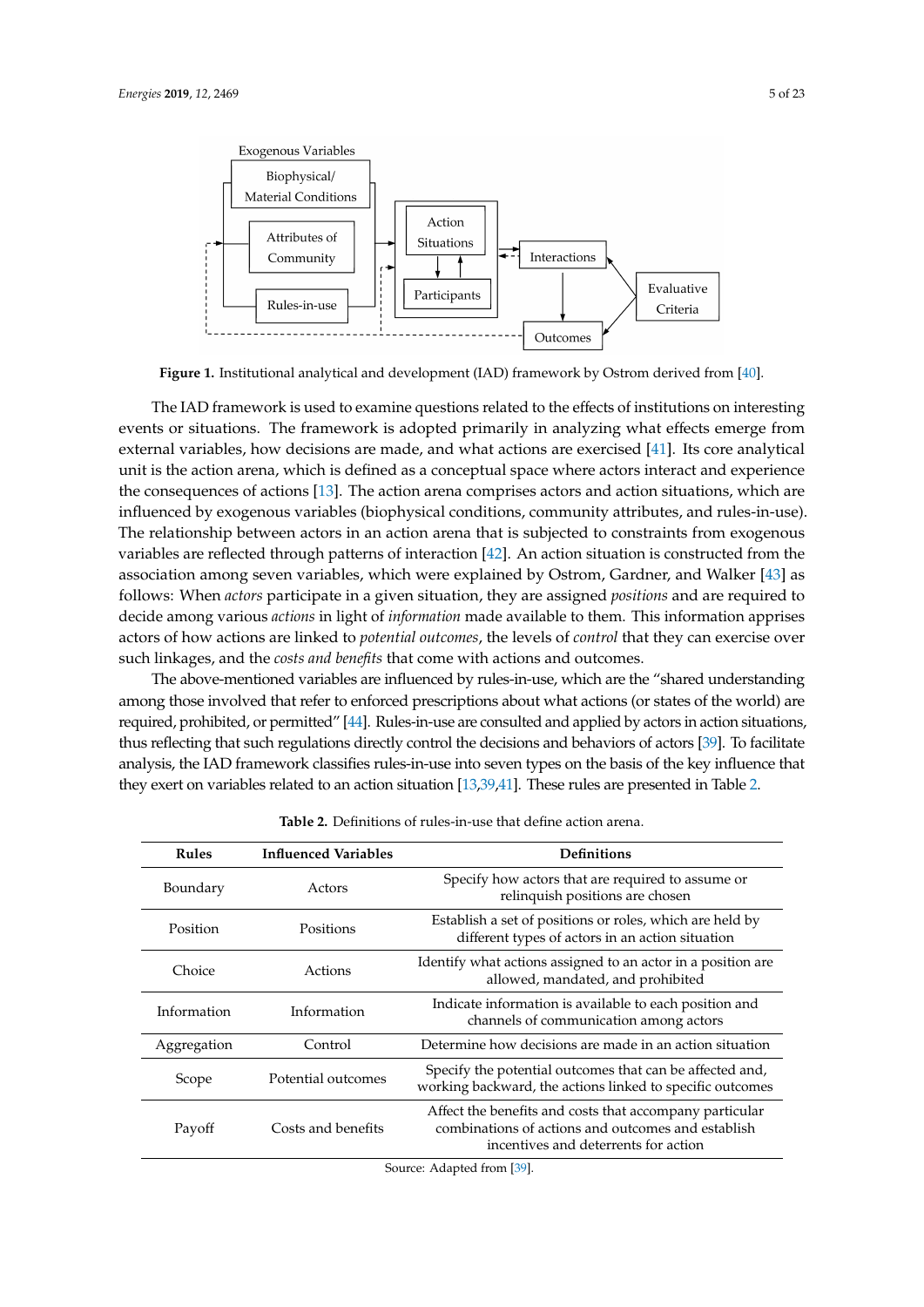**Figure 1.** Institutional analytical and development (IAD) framework by Ostrom derived from [40].

The IAD framework is used to examine questions related to the effects of institutions on interesting events or situations. The framework is adopted primarily in analyzing what effects emerge from external variables, how decisions are made, and what actions are exercised [41]. Its core analytical unit is the action arena, which is defined as a conceptual space where actors interact and experience the consequences of actions [13]. The action arena comprises actors and action situations, which are influenced by exogenous variables (biophysical conditions, community attributes, and rules-in-use). The relationship between actors in an action arena that is subjected to constraints from exogenous variables are reflected through patterns of interaction [42]. An action situation is constructed from the association among seven variables, which were explained by Ostrom, Gardner, and Walker [43] as follows: When *actors* participate in a given situation, they are assigned *positions* and are required to decide among various *actions* in light of *information* made available to them. This information apprises actors of how actions are linked to *potential outcomes*, the levels of *control* that they can exercise over such linkages, and the *costs and benefits* that come with actions and outcomes.

The above-mentioned variables are influenced by rules-in-use, which are the "shared understanding among those involved that refer to enforced prescriptions about what actions (or states of the world) are required, prohibited, or permitted" [44]. Rules-in-use are consulted and applied by actors in action situations, thus reflecting that such regulations directly control the decisions and behaviors of actors [39]. To facilitate analysis, the IAD framework classifies rules-in-use into seven types on the basis of the key influence that they exert on variables related to an action situation [13,39,41]. These rules are presented in Table 2.

**Table 2.** Definitions of rules-in-use that define action arena.

| Rules | Influenced Variables | Definitions |
|---|---|---|
| Boundary | Actors | Specify how actors that are required to assume or relinquish positions are chosen |
| Position | Positions | Establish a set of positions or roles, which are held by different types of actors in an action situation |
| Choice | Actions | Identify what actions assigned to an actor in a position are allowed, mandated, and prohibited |
| Information | Information | Indicate information is available to each position and channels of communication among actors |
| Aggregation | Control | Determine how decisions are made in an action situation |
| Scope | Potential outcomes | Specify the potential outcomes that can be affected and, working backward, the actions linked to specific outcomes |
| Payoff | Costs and benefits | Affect the benefits and costs that accompany particular combinations of actions and outcomes and establish incentives and deterrents for action |

Source: Adapted from [39].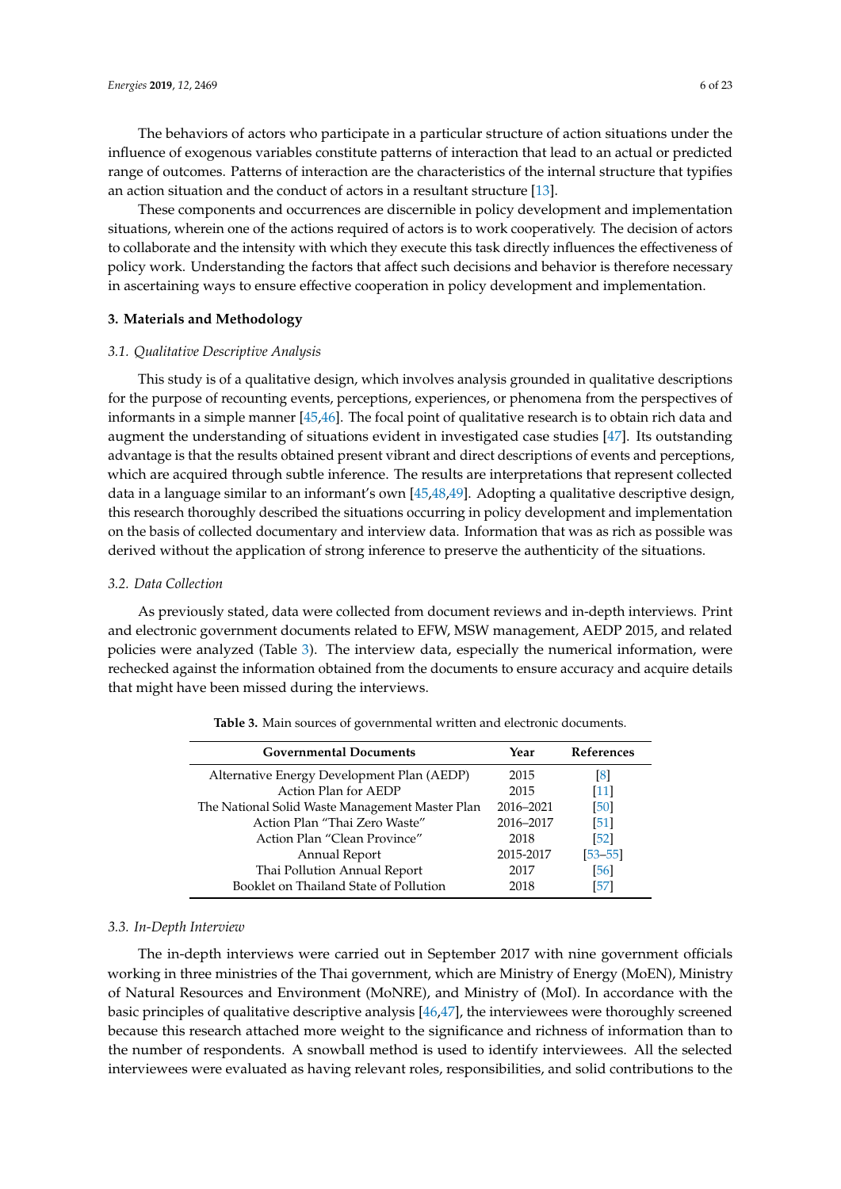The behaviors of actors who participate in a particular structure of action situations under the influence of exogenous variables constitute patterns of interaction that lead to an actual or predicted range of outcomes. Patterns of interaction are the characteristics of the internal structure that typifies an action situation and the conduct of actors in a resultant structure [13].

These components and occurrences are discernible in policy development and implementation situations, wherein one of the actions required of actors is to work cooperatively. The decision of actors to collaborate and the intensity with which they execute this task directly influences the effectiveness of policy work. Understanding the factors that affect such decisions and behavior is therefore necessary in ascertaining ways to ensure effective cooperation in policy development and implementation.

## 3. Materials and Methodology

### *3.1. Qualitative Descriptive Analysis*

This study is of a qualitative design, which involves analysis grounded in qualitative descriptions for the purpose of recounting events, perceptions, experiences, or phenomena from the perspectives of informants in a simple manner [45,46]. The focal point of qualitative research is to obtain rich data and augment the understanding of situations evident in investigated case studies [47]. Its outstanding advantage is that the results obtained present vibrant and direct descriptions of events and perceptions, which are acquired through subtle inference. The results are interpretations that represent collected data in a language similar to an informant's own [45,48,49]. Adopting a qualitative descriptive design, this research thoroughly described the situations occurring in policy development and implementation on the basis of collected documentary and interview data. Information that was as rich as possible was derived without the application of strong inference to preserve the authenticity of the situations.

### *3.2. Data Collection*

As previously stated, data were collected from document reviews and in-depth interviews. Print and electronic government documents related to EFW, MSW management, AEDP 2015, and related policies were analyzed (Table 3). The interview data, especially the numerical information, were rechecked against the information obtained from the documents to ensure accuracy and acquire details that might have been missed during the interviews.

**Table 3.** Main sources of governmental written and electronic documents.

| Governmental Documents | Year | References |
|---|---|---|
| Alternative Energy Development Plan (AEDP) | 2015 | [8] |
| Action Plan for AEDP | 2015 | [11] |
| The National Solid Waste Management Master Plan | 2016–2021 | [50] |
| Action Plan "Thai Zero Waste" | 2016–2017 | [51] |
| Action Plan "Clean Province" | 2018 | [52] |
| Annual Report | 2015-2017 | [53–55] |
| Thai Pollution Annual Report | 2017 | [56] |
| Booklet on Thailand State of Pollution | 2018 | [57] |

### *3.3. In-Depth Interview*

The in-depth interviews were carried out in September 2017 with nine government officials working in three ministries of the Thai government, which are Ministry of Energy (MoEN), Ministry of Natural Resources and Environment (MoNRE), and Ministry of (MoI). In accordance with the basic principles of qualitative descriptive analysis [46,47], the interviewees were thoroughly screened because this research attached more weight to the significance and richness of information than to the number of respondents. A snowball method is used to identify interviewees. All the selected interviewees were evaluated as having relevant roles, responsibilities, and solid contributions to the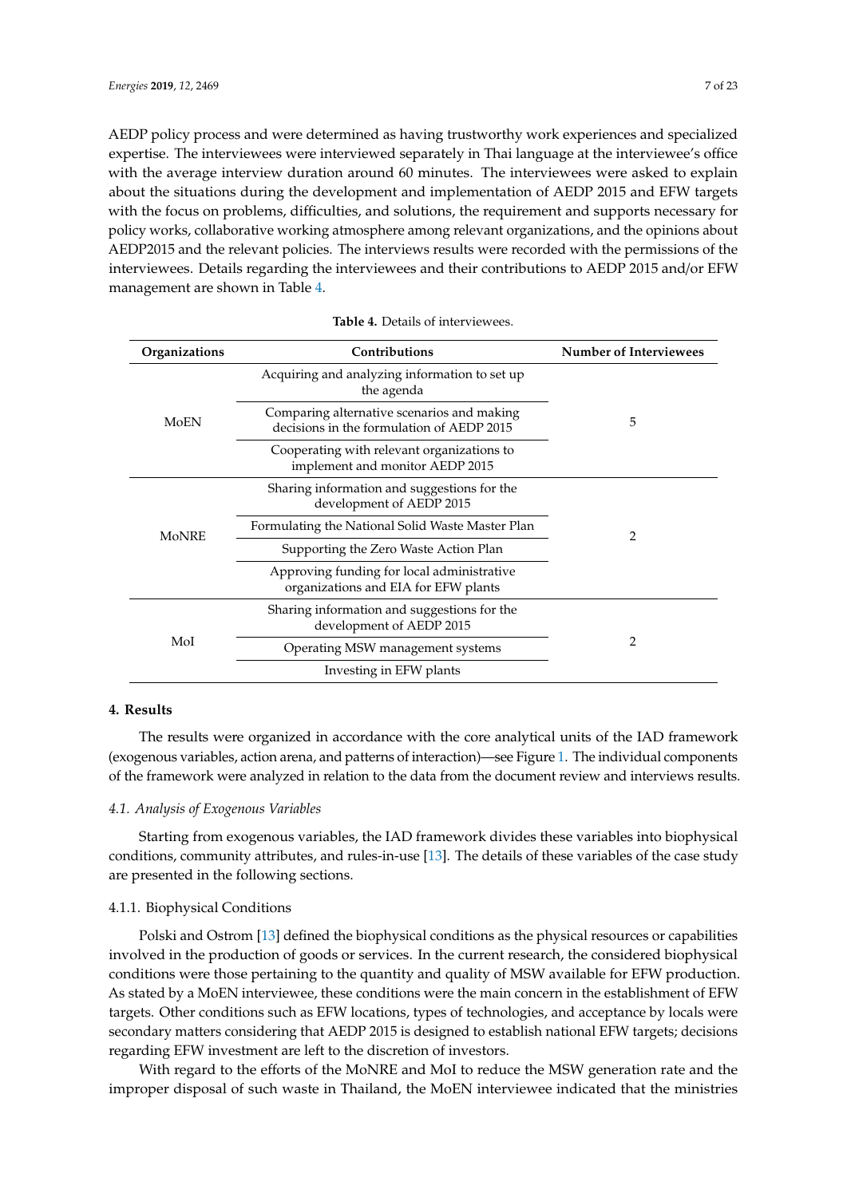AEDP policy process and were determined as having trustworthy work experiences and specialized expertise. The interviewees were interviewed separately in Thai language at the interviewee's office with the average interview duration around 60 minutes. The interviewees were asked to explain about the situations during the development and implementation of AEDP 2015 and EFW targets with the focus on problems, difficulties, and solutions, the requirement and supports necessary for policy works, collaborative working atmosphere among relevant organizations, and the opinions about AEDP2015 and the relevant policies. The interviews results were recorded with the permissions of the interviewees. Details regarding the interviewees and their contributions to AEDP 2015 and/or EFW management are shown in Table 4.

**Table 4.** Details of interviewees.

| Organizations | Contributions | Number of Interviewees |
|---|---|---|
| MoEN | Acquiring and analyzing information to set up the agenda | 5 |
| | Comparing alternative scenarios and making decisions in the formulation of AEDP 2015 | |
| | Cooperating with relevant organizations to implement and monitor AEDP 2015 | |
| MoNRE | Sharing information and suggestions for the development of AEDP 2015 | 2 |
| | Formulating the National Solid Waste Master Plan | |
| | Supporting the Zero Waste Action Plan | |
| | Approving funding for local administrative organizations and EIA for EFW plants | |
| MoI | Sharing information and suggestions for the development of AEDP 2015 | 2 |
| | Operating MSW management systems | |
| | Investing in EFW plants | |

## 4. Results

The results were organized in accordance with the core analytical units of the IAD framework (exogenous variables, action arena, and patterns of interaction)—see Figure 1. The individual components of the framework were analyzed in relation to the data from the document review and interviews results.

### *4.1. Analysis of Exogenous Variables*

Starting from exogenous variables, the IAD framework divides these variables into biophysical conditions, community attributes, and rules-in-use [13]. The details of these variables of the case study are presented in the following sections.

#### 4.1.1. Biophysical Conditions

Polski and Ostrom [13] defined the biophysical conditions as the physical resources or capabilities involved in the production of goods or services. In the current research, the considered biophysical conditions were those pertaining to the quantity and quality of MSW available for EFW production. As stated by a MoEN interviewee, these conditions were the main concern in the establishment of EFW targets. Other conditions such as EFW locations, types of technologies, and acceptance by locals were secondary matters considering that AEDP 2015 is designed to establish national EFW targets; decisions regarding EFW investment are left to the discretion of investors.

With regard to the efforts of the MoNRE and MoI to reduce the MSW generation rate and the improper disposal of such waste in Thailand, the MoEN interviewee indicated that the ministries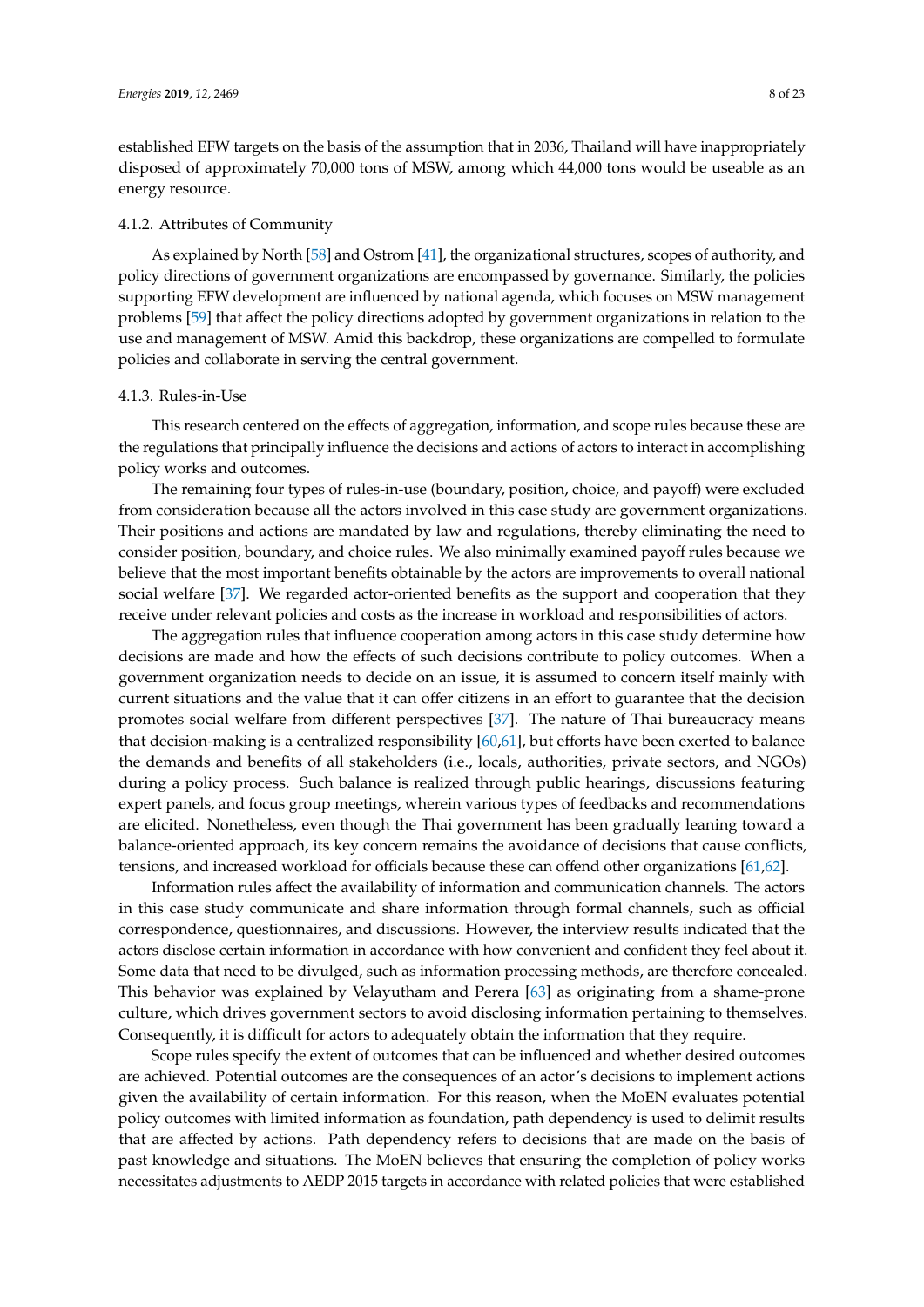established EFW targets on the basis of the assumption that in 2036, Thailand will have inappropriately disposed of approximately 70,000 tons of MSW, among which 44,000 tons would be useable as an energy resource.

#### 4.1.2. Attributes of Community

As explained by North [58] and Ostrom [41], the organizational structures, scopes of authority, and policy directions of government organizations are encompassed by governance. Similarly, the policies supporting EFW development are influenced by national agenda, which focuses on MSW management problems [59] that affect the policy directions adopted by government organizations in relation to the use and management of MSW. Amid this backdrop, these organizations are compelled to formulate policies and collaborate in serving the central government.

#### 4.1.3. Rules-in-Use

This research centered on the effects of aggregation, information, and scope rules because these are the regulations that principally influence the decisions and actions of actors to interact in accomplishing policy works and outcomes.

The remaining four types of rules-in-use (boundary, position, choice, and payoff) were excluded from consideration because all the actors involved in this case study are government organizations. Their positions and actions are mandated by law and regulations, thereby eliminating the need to consider position, boundary, and choice rules. We also minimally examined payoff rules because we believe that the most important benefits obtainable by the actors are improvements to overall national social welfare [37]. We regarded actor-oriented benefits as the support and cooperation that they receive under relevant policies and costs as the increase in workload and responsibilities of actors.

The aggregation rules that influence cooperation among actors in this case study determine how decisions are made and how the effects of such decisions contribute to policy outcomes. When a government organization needs to decide on an issue, it is assumed to concern itself mainly with current situations and the value that it can offer citizens in an effort to guarantee that the decision promotes social welfare from different perspectives [37]. The nature of Thai bureaucracy means that decision-making is a centralized responsibility [60,61], but efforts have been exerted to balance the demands and benefits of all stakeholders (i.e., locals, authorities, private sectors, and NGOs) during a policy process. Such balance is realized through public hearings, discussions featuring expert panels, and focus group meetings, wherein various types of feedbacks and recommendations are elicited. Nonetheless, even though the Thai government has been gradually leaning toward a balance-oriented approach, its key concern remains the avoidance of decisions that cause conflicts, tensions, and increased workload for officials because these can offend other organizations [61,62].

Information rules affect the availability of information and communication channels. The actors in this case study communicate and share information through formal channels, such as official correspondence, questionnaires, and discussions. However, the interview results indicated that the actors disclose certain information in accordance with how convenient and confident they feel about it. Some data that need to be divulged, such as information processing methods, are therefore concealed. This behavior was explained by Velayutham and Perera [63] as originating from a shame-prone culture, which drives government sectors to avoid disclosing information pertaining to themselves. Consequently, it is difficult for actors to adequately obtain the information that they require.

Scope rules specify the extent of outcomes that can be influenced and whether desired outcomes are achieved. Potential outcomes are the consequences of an actor's decisions to implement actions given the availability of certain information. For this reason, when the MoEN evaluates potential policy outcomes with limited information as foundation, path dependency is used to delimit results that are affected by actions. Path dependency refers to decisions that are made on the basis of past knowledge and situations. The MoEN believes that ensuring the completion of policy works necessitates adjustments to AEDP 2015 targets in accordance with related policies that were established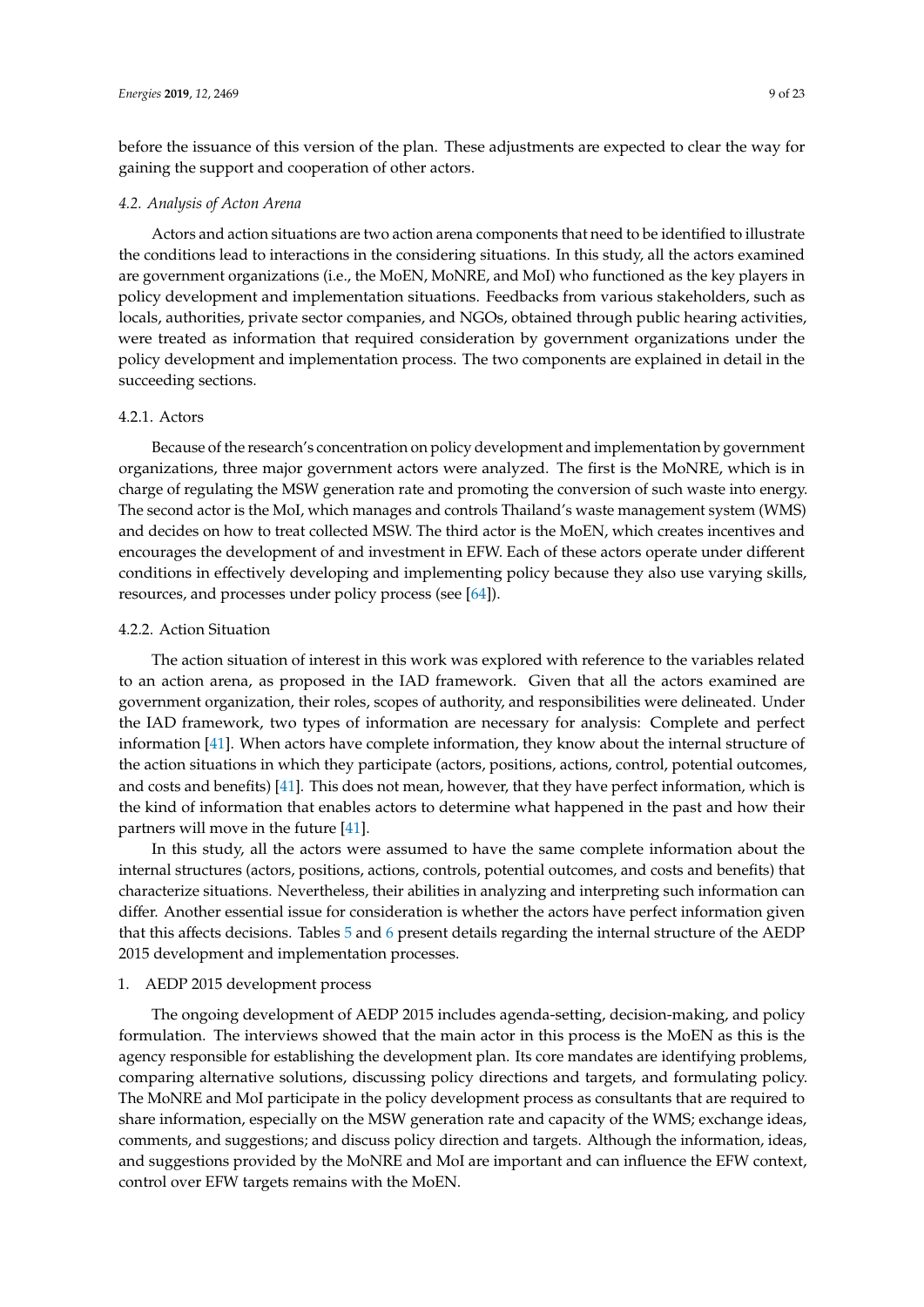before the issuance of this version of the plan. These adjustments are expected to clear the way for gaining the support and cooperation of other actors.

### *4.2. Analysis of Acton Arena*

Actors and action situations are two action arena components that need to be identified to illustrate the conditions lead to interactions in the considering situations. In this study, all the actors examined are government organizations (i.e., the MoEN, MoNRE, and MoI) who functioned as the key players in policy development and implementation situations. Feedbacks from various stakeholders, such as locals, authorities, private sector companies, and NGOs, obtained through public hearing activities, were treated as information that required consideration by government organizations under the policy development and implementation process. The two components are explained in detail in the succeeding sections.

#### 4.2.1. Actors

Because of the research's concentration on policy development and implementation by government organizations, three major government actors were analyzed. The first is the MoNRE, which is in charge of regulating the MSW generation rate and promoting the conversion of such waste into energy. The second actor is the MoI, which manages and controls Thailand's waste management system (WMS) and decides on how to treat collected MSW. The third actor is the MoEN, which creates incentives and encourages the development of and investment in EFW. Each of these actors operate under different conditions in effectively developing and implementing policy because they also use varying skills, resources, and processes under policy process (see [64]).

#### 4.2.2. Action Situation

The action situation of interest in this work was explored with reference to the variables related to an action arena, as proposed in the IAD framework. Given that all the actors examined are government organization, their roles, scopes of authority, and responsibilities were delineated. Under the IAD framework, two types of information are necessary for analysis: Complete and perfect information [41]. When actors have complete information, they know about the internal structure of the action situations in which they participate (actors, positions, actions, control, potential outcomes, and costs and benefits) [41]. This does not mean, however, that they have perfect information, which is the kind of information that enables actors to determine what happened in the past and how their partners will move in the future [41].

In this study, all the actors were assumed to have the same complete information about the internal structures (actors, positions, actions, controls, potential outcomes, and costs and benefits) that characterize situations. Nevertheless, their abilities in analyzing and interpreting such information can differ. Another essential issue for consideration is whether the actors have perfect information given that this affects decisions. Tables 5 and 6 present details regarding the internal structure of the AEDP 2015 development and implementation processes.

1. AEDP 2015 development process

The ongoing development of AEDP 2015 includes agenda-setting, decision-making, and policy formulation. The interviews showed that the main actor in this process is the MoEN as this is the agency responsible for establishing the development plan. Its core mandates are identifying problems, comparing alternative solutions, discussing policy directions and targets, and formulating policy. The MoNRE and MoI participate in the policy development process as consultants that are required to share information, especially on the MSW generation rate and capacity of the WMS; exchange ideas, comments, and suggestions; and discuss policy direction and targets. Although the information, ideas, and suggestions provided by the MoNRE and MoI are important and can influence the EFW context, control over EFW targets remains with the MoEN.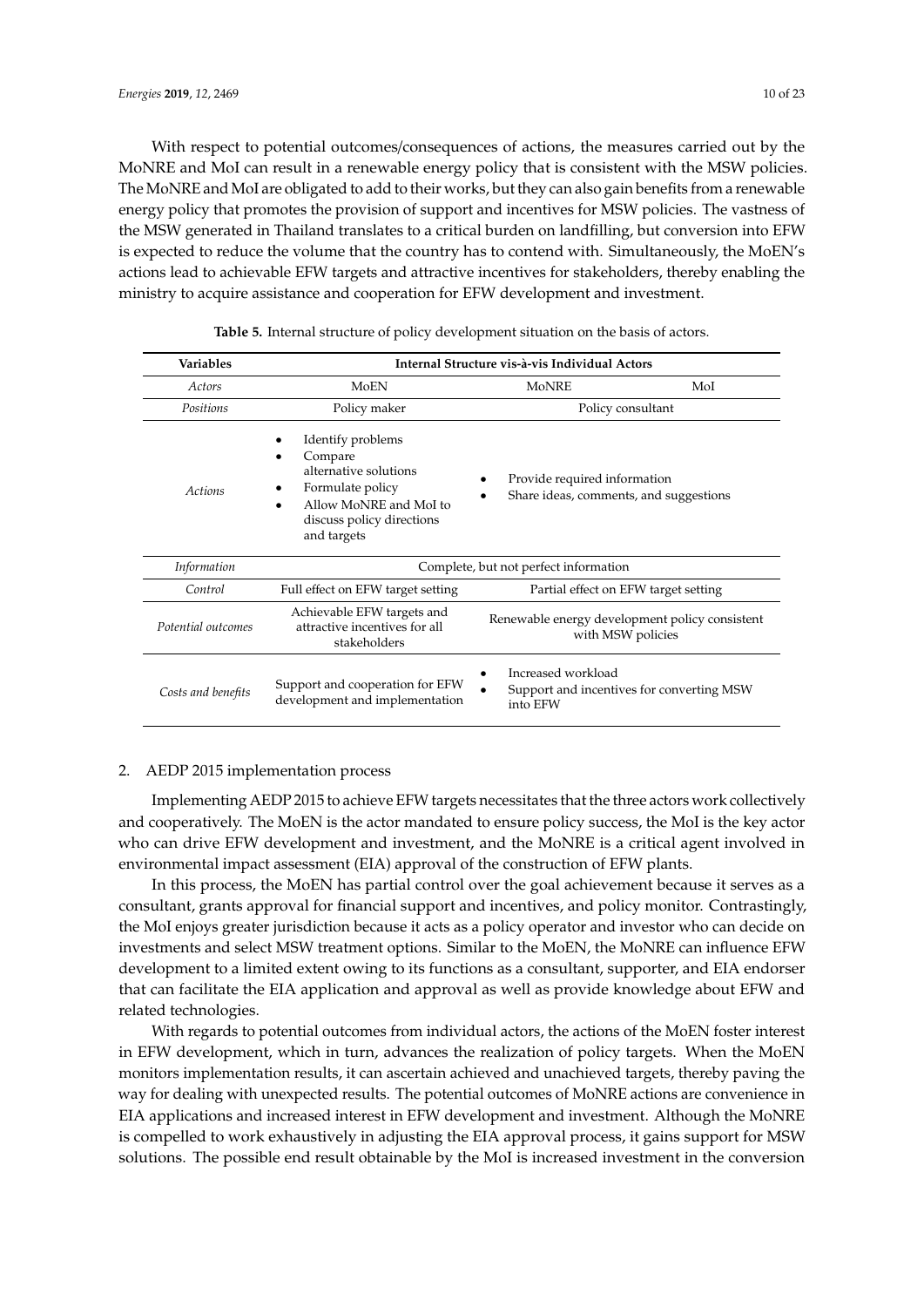With respect to potential outcomes/consequences of actions, the measures carried out by the MoNRE and MoI can result in a renewable energy policy that is consistent with the MSW policies. The MoNRE and MoI are obligated to add to their works, but they can also gain benefits from a renewable energy policy that promotes the provision of support and incentives for MSW policies. The vastness of the MSW generated in Thailand translates to a critical burden on landfilling, but conversion into EFW is expected to reduce the volume that the country has to contend with. Simultaneously, the MoEN's actions lead to achievable EFW targets and attractive incentives for stakeholders, thereby enabling the ministry to acquire assistance and cooperation for EFW development and investment.

**Table 5.** Internal structure of policy development situation on the basis of actors.

| Variables | Internal Structure vis-à-vis Individual Actors | |
|---|---|---|
| *Actors* | MoEN | MoNRE / MoI |
| *Positions* | Policy maker | Policy consultant |
| *Actions* | • Identify problems<br>• Compare alternative solutions<br>• Formulate policy<br>• Allow MoNRE and MoI to discuss policy directions and targets | • Provide required information<br>• Share ideas, comments, and suggestions |
| *Information* | Complete, but not perfect information | |
| *Control* | Full effect on EFW target setting | Partial effect on EFW target setting |
| *Potential outcomes* | Achievable EFW targets and attractive incentives for all stakeholders | Renewable energy development policy consistent with MSW policies |
| *Costs and benefits* | Support and cooperation for EFW development and implementation | • Increased workload<br>• Support and incentives for converting MSW into EFW |

2. AEDP 2015 implementation process

Implementing AEDP 2015 to achieve EFW targets necessitates that the three actors work collectively and cooperatively. The MoEN is the actor mandated to ensure policy success, the MoI is the key actor who can drive EFW development and investment, and the MoNRE is a critical agent involved in environmental impact assessment (EIA) approval of the construction of EFW plants.

In this process, the MoEN has partial control over the goal achievement because it serves as a consultant, grants approval for financial support and incentives, and policy monitor. Contrastingly, the MoI enjoys greater jurisdiction because it acts as a policy operator and investor who can decide on investments and select MSW treatment options. Similar to the MoEN, the MoNRE can influence EFW development to a limited extent owing to its functions as a consultant, supporter, and EIA endorser that can facilitate the EIA application and approval as well as provide knowledge about EFW and related technologies.

With regards to potential outcomes from individual actors, the actions of the MoEN foster interest in EFW development, which in turn, advances the realization of policy targets. When the MoEN monitors implementation results, it can ascertain achieved and unachieved targets, thereby paving the way for dealing with unexpected results. The potential outcomes of MoNRE actions are convenience in EIA applications and increased interest in EFW development and investment. Although the MoNRE is compelled to work exhaustively in adjusting the EIA approval process, it gains support for MSW solutions. The possible end result obtainable by the MoI is increased investment in the conversion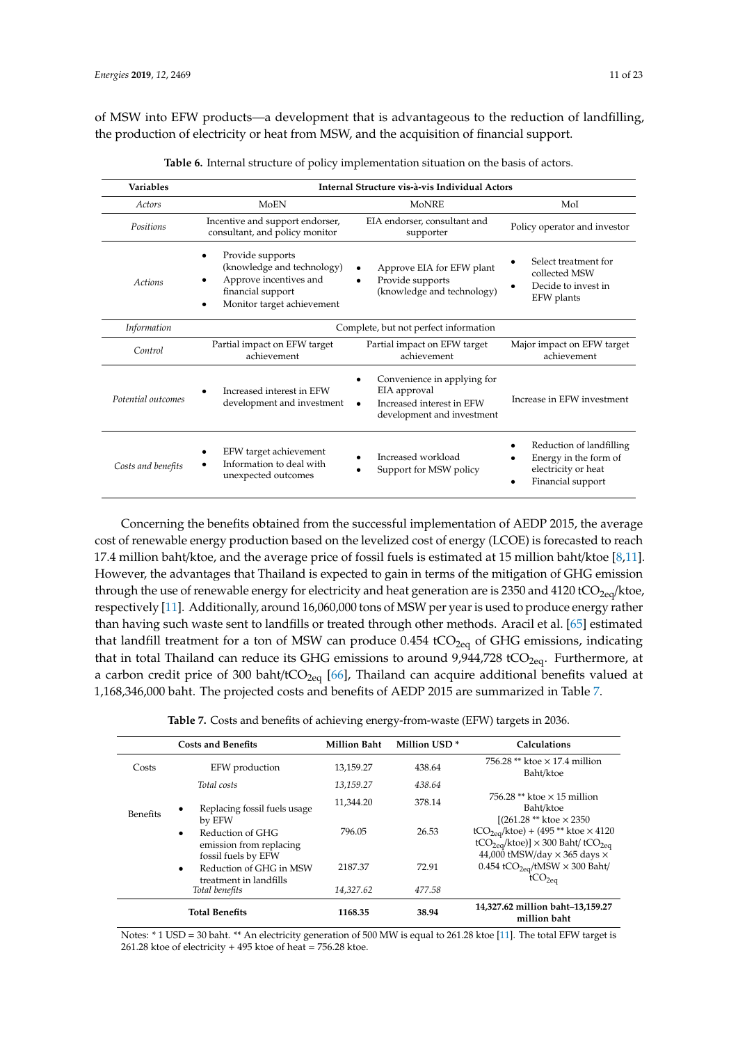of MSW into EFW products—a development that is advantageous to the reduction of landfilling, the production of electricity or heat from MSW, and the acquisition of financial support.

**Table 6.** Internal structure of policy implementation situation on the basis of actors.

| Variables | Internal Structure vis-à-vis Individual Actors | | |
|---|---|---|---|
| *Actors* | MoEN | MoNRE | MoI |
| *Positions* | Incentive and support endorser, consultant, and policy monitor | EIA endorser, consultant and supporter | Policy operator and investor |
| *Actions* | • Provide supports (knowledge and technology) • Approve incentives and financial support • Monitor target achievement | • Approve EIA for EFW plant • Provide supports (knowledge and technology) | • Select treatment for collected MSW • Decide to invest in EFW plants |
| *Information* | Complete, but not perfect information | | |
| *Control* | Partial impact on EFW target achievement | Partial impact on EFW target achievement | Major impact on EFW target achievement |
| *Potential outcomes* | • Increased interest in EFW development and investment | • Convenience in applying for EIA approval • Increased interest in EFW development and investment | Increase in EFW investment |
| *Costs and benefits* | • EFW target achievement • Information to deal with unexpected outcomes | • Increased workload • Support for MSW policy | • Reduction of landfilling • Energy in the form of electricity or heat • Financial support |

Concerning the benefits obtained from the successful implementation of AEDP 2015, the average cost of renewable energy production based on the levelized cost of energy (LCOE) is forecasted to reach 17.4 million baht/ktoe, and the average price of fossil fuels is estimated at 15 million baht/ktoe [8,11]. However, the advantages that Thailand is expected to gain in terms of the mitigation of GHG emission through the use of renewable energy for electricity and heat generation are is 2350 and 4120 $tCO_{2eq}$/ktoe, respectively [11]. Additionally, around 16,060,000 tons of MSW per year is used to produce energy rather than having such waste sent to landfills or treated through other methods. Aracil et al. [65] estimated that landfill treatment for a ton of MSW can produce 0.454 $tCO_{2eq}$ of GHG emissions, indicating that in total Thailand can reduce its GHG emissions to around 9,944,728 $tCO_{2eq}$. Furthermore, at a carbon credit price of 300 baht/$tCO_{2eq}$ [66], Thailand can acquire additional benefits valued at 1,168,346,000 baht. The projected costs and benefits of AEDP 2015 are summarized in Table 7.

**Table 7.** Costs and benefits of achieving energy-from-waste (EFW) targets in 2036.

| Costs and Benefits | | Million Baht | Million USD * | Calculations |
|---|---|---|---|---|
| Costs | EFW production | 13,159.27 | 438.64 | 756.28 ** ktoe × 17.4 million Baht/ktoe |
| | *Total costs* | *13,159.27* | *438.64* | |
| Benefits | • Replacing fossil fuels usage by EFW | 11,344.20 | 378.14 | 756.28 ** ktoe × 15 million Baht/ktoe |
| | • Reduction of GHG emission from replacing fossil fuels by EFW | 796.05 | 26.53 | [(261.28 ** ktoe × 2350 $tCO_{2eq}$/ktoe) + (495 ** ktoe × 4120 $tCO_{2eq}$/ktoe)] × 300 Baht/ $tCO_{2eq}$ |
| | • Reduction of GHG in MSW treatment in landfills | 2187.37 | 72.91 | 44,000 tMSW/day × 365 days × 0.454 $tCO_{2eq}$/tMSW × 300 Baht/ $tCO_{2eq}$ |
| | *Total benefits* | *14,327.62* | *477.58* | |
| **Total Benefits** | | **1168.35** | **38.94** | **14,327.62 million baht–13,159.27 million baht** |

Notes: * 1 USD = 30 baht. ** An electricity generation of 500 MW is equal to 261.28 ktoe [11]. The total EFW target is 261.28 ktoe of electricity + 495 ktoe of heat = 756.28 ktoe.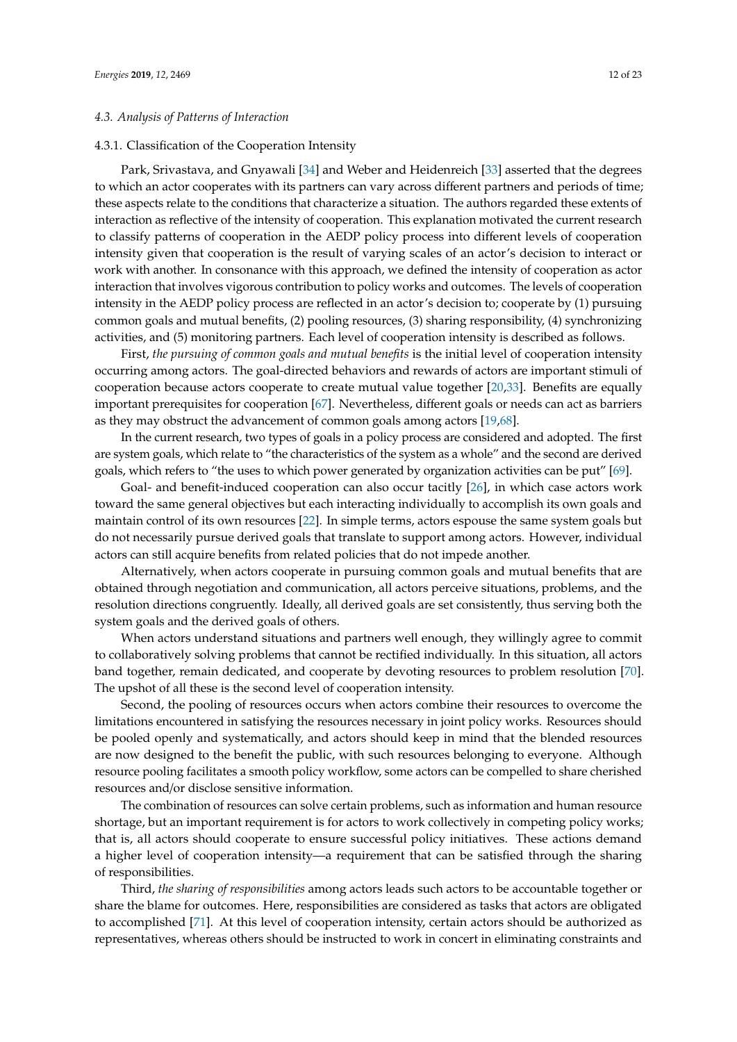### 4.3. Analysis of Patterns of Interaction

#### 4.3.1. Classification of the Cooperation Intensity

Park, Srivastava, and Gnyawali [34] and Weber and Heidenreich [33] asserted that the degrees to which an actor cooperates with its partners can vary across different partners and periods of time; these aspects relate to the conditions that characterize a situation. The authors regarded these extents of interaction as reflective of the intensity of cooperation. This explanation motivated the current research to classify patterns of cooperation in the AEDP policy process into different levels of cooperation intensity given that cooperation is the result of varying scales of an actor's decision to interact or work with another. In consonance with this approach, we defined the intensity of cooperation as actor interaction that involves vigorous contribution to policy works and outcomes. The levels of cooperation intensity in the AEDP policy process are reflected in an actor's decision to; cooperate by (1) pursuing common goals and mutual benefits, (2) pooling resources, (3) sharing responsibility, (4) synchronizing activities, and (5) monitoring partners. Each level of cooperation intensity is described as follows.

First, *the pursuing of common goals and mutual benefits* is the initial level of cooperation intensity occurring among actors. The goal-directed behaviors and rewards of actors are important stimuli of cooperation because actors cooperate to create mutual value together [20,33]. Benefits are equally important prerequisites for cooperation [67]. Nevertheless, different goals or needs can act as barriers as they may obstruct the advancement of common goals among actors [19,68].

In the current research, two types of goals in a policy process are considered and adopted. The first are system goals, which relate to "the characteristics of the system as a whole" and the second are derived goals, which refers to "the uses to which power generated by organization activities can be put" [69].

Goal- and benefit-induced cooperation can also occur tacitly [26], in which case actors work toward the same general objectives but each interacting individually to accomplish its own goals and maintain control of its own resources [22]. In simple terms, actors espouse the same system goals but do not necessarily pursue derived goals that translate to support among actors. However, individual actors can still acquire benefits from related policies that do not impede another.

Alternatively, when actors cooperate in pursuing common goals and mutual benefits that are obtained through negotiation and communication, all actors perceive situations, problems, and the resolution directions congruently. Ideally, all derived goals are set consistently, thus serving both the system goals and the derived goals of others.

When actors understand situations and partners well enough, they willingly agree to commit to collaboratively solving problems that cannot be rectified individually. In this situation, all actors band together, remain dedicated, and cooperate by devoting resources to problem resolution [70]. The upshot of all these is the second level of cooperation intensity.

Second, the pooling of resources occurs when actors combine their resources to overcome the limitations encountered in satisfying the resources necessary in joint policy works. Resources should be pooled openly and systematically, and actors should keep in mind that the blended resources are now designed to the benefit the public, with such resources belonging to everyone. Although resource pooling facilitates a smooth policy workflow, some actors can be compelled to share cherished resources and/or disclose sensitive information.

The combination of resources can solve certain problems, such as information and human resource shortage, but an important requirement is for actors to work collectively in competing policy works; that is, all actors should cooperate to ensure successful policy initiatives. These actions demand a higher level of cooperation intensity—a requirement that can be satisfied through the sharing of responsibilities.

Third, *the sharing of responsibilities* among actors leads such actors to be accountable together or share the blame for outcomes. Here, responsibilities are considered as tasks that actors are obligated to accomplished [71]. At this level of cooperation intensity, certain actors should be authorized as representatives, whereas others should be instructed to work in concert in eliminating constraints and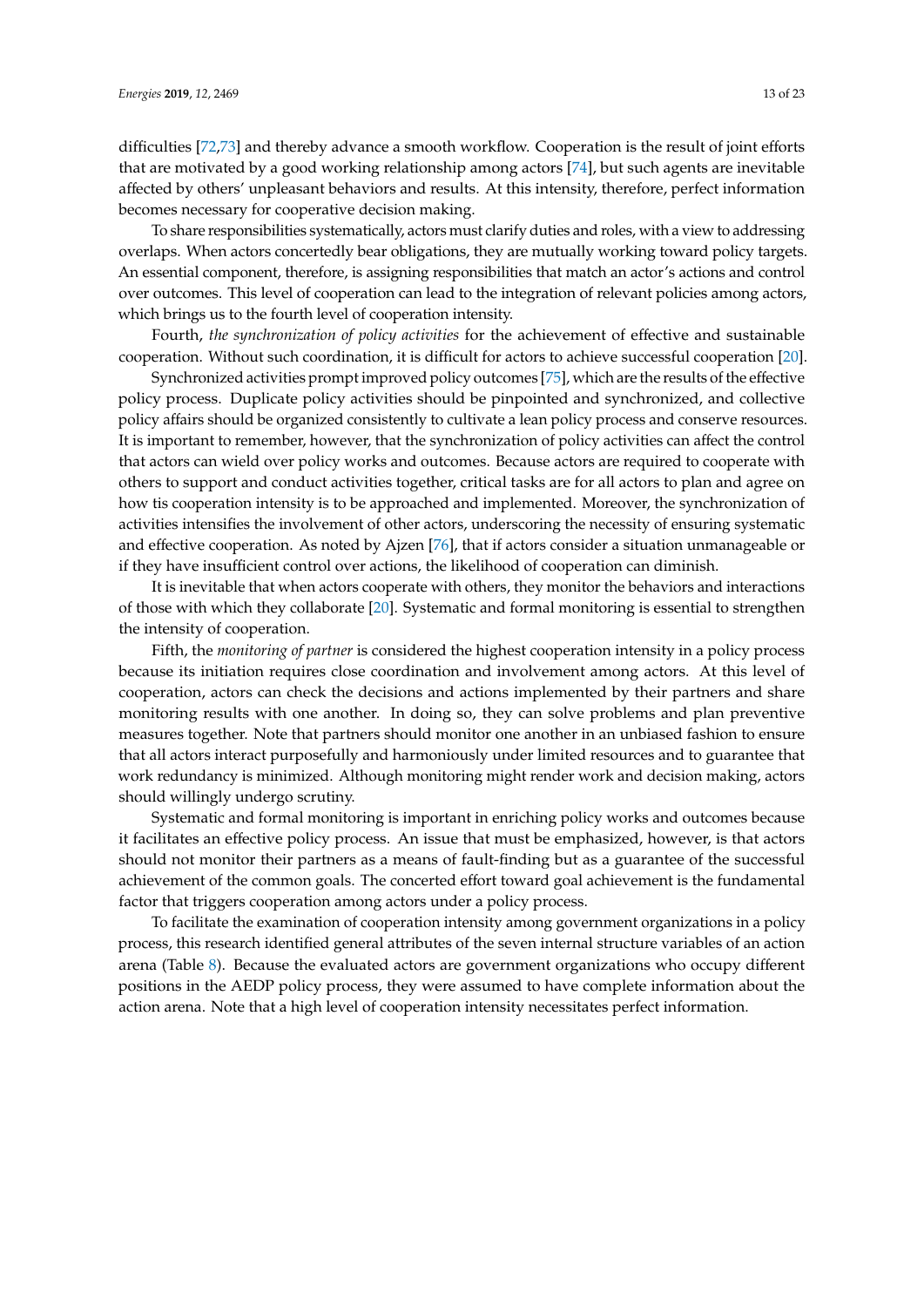difficulties [72,73] and thereby advance a smooth workflow. Cooperation is the result of joint efforts that are motivated by a good working relationship among actors [74], but such agents are inevitable affected by others' unpleasant behaviors and results. At this intensity, therefore, perfect information becomes necessary for cooperative decision making.

To share responsibilities systematically, actors must clarify duties and roles, with a view to addressing overlaps. When actors concertedly bear obligations, they are mutually working toward policy targets. An essential component, therefore, is assigning responsibilities that match an actor's actions and control over outcomes. This level of cooperation can lead to the integration of relevant policies among actors, which brings us to the fourth level of cooperation intensity.

Fourth, *the synchronization of policy activities* for the achievement of effective and sustainable cooperation. Without such coordination, it is difficult for actors to achieve successful cooperation [20].

Synchronized activities prompt improved policy outcomes [75], which are the results of the effective policy process. Duplicate policy activities should be pinpointed and synchronized, and collective policy affairs should be organized consistently to cultivate a lean policy process and conserve resources. It is important to remember, however, that the synchronization of policy activities can affect the control that actors can wield over policy works and outcomes. Because actors are required to cooperate with others to support and conduct activities together, critical tasks are for all actors to plan and agree on how tis cooperation intensity is to be approached and implemented. Moreover, the synchronization of activities intensifies the involvement of other actors, underscoring the necessity of ensuring systematic and effective cooperation. As noted by Ajzen [76], that if actors consider a situation unmanageable or if they have insufficient control over actions, the likelihood of cooperation can diminish.

It is inevitable that when actors cooperate with others, they monitor the behaviors and interactions of those with which they collaborate [20]. Systematic and formal monitoring is essential to strengthen the intensity of cooperation.

Fifth, the *monitoring of partner* is considered the highest cooperation intensity in a policy process because its initiation requires close coordination and involvement among actors. At this level of cooperation, actors can check the decisions and actions implemented by their partners and share monitoring results with one another. In doing so, they can solve problems and plan preventive measures together. Note that partners should monitor one another in an unbiased fashion to ensure that all actors interact purposefully and harmoniously under limited resources and to guarantee that work redundancy is minimized. Although monitoring might render work and decision making, actors should willingly undergo scrutiny.

Systematic and formal monitoring is important in enriching policy works and outcomes because it facilitates an effective policy process. An issue that must be emphasized, however, is that actors should not monitor their partners as a means of fault-finding but as a guarantee of the successful achievement of the common goals. The concerted effort toward goal achievement is the fundamental factor that triggers cooperation among actors under a policy process.

To facilitate the examination of cooperation intensity among government organizations in a policy process, this research identified general attributes of the seven internal structure variables of an action arena (Table 8). Because the evaluated actors are government organizations who occupy different positions in the AEDP policy process, they were assumed to have complete information about the action arena. Note that a high level of cooperation intensity necessitates perfect information.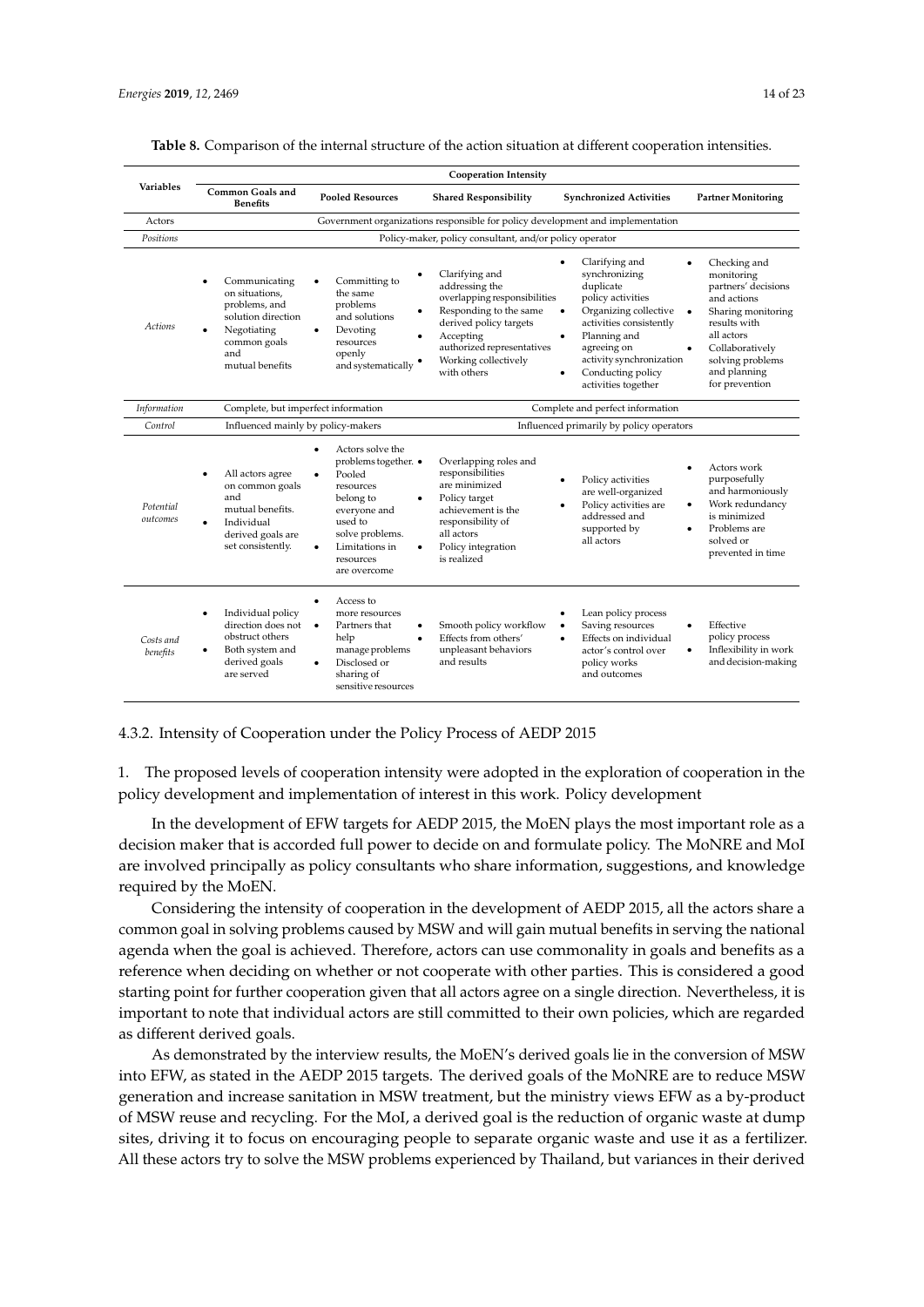**Table 8.** Comparison of the internal structure of the action situation at different cooperation intensities.

| Variables | Cooperation Intensity | | | | |
|---|---|---|---|---|---|
| | **Common Goals and Benefits** | **Pooled Resources** | **Shared Responsibility** | **Synchronized Activities** | **Partner Monitoring** |
| Actors | Government organizations responsible for policy development and implementation | | | | |
| *Positions* | Policy-maker, policy consultant, and/or policy operator | | | | |
| *Actions* | • Communicating on situations, problems, and solution direction<br>• Negotiating common goals and mutual benefits | • Committing to the same problems and solutions<br>• Devoting resources openly and systematically | • Clarifying and addressing the overlapping responsibilities<br>• Responding to the same derived policy targets<br>• Accepting authorized representatives<br>• Working collectively with others | • Clarifying and synchronizing duplicate policy activities<br>• Organizing collective activities consistently<br>• Planning and agreeing on activity synchronization<br>• Conducting policy activities together | • Checking and monitoring partners' decisions and actions<br>• Sharing monitoring results with all actors<br>• Collaboratively solving problems and planning for prevention |
| *Information* | Complete, but imperfect information | | Complete and perfect information | | |
| *Control* | Influenced mainly by policy-makers | | Influenced primarily by policy operators | | |
| *Potential outcomes* | • All actors agree on common goals and mutual benefits.<br>• Individual derived goals are set consistently. | • Actors solve the problems together.<br>• Pooled resources belong to everyone and used to solve problems.<br>• Limitations in resources are overcome | • Overlapping roles and responsibilities are minimized<br>• Policy target achievement is the responsibility of all actors<br>• Policy integration is realized | • Policy activities are well-organized<br>• Policy activities are addressed and supported by all actors | • Actors work purposefully and harmoniously<br>• Work redundancy is minimized<br>• Problems are solved or prevented in time |
| *Costs and benefits* | • Individual policy direction does not obstruct others<br>• Both system and derived goals are served | • Access to more resources<br>• Partners that help manage problems<br>• Disclosed or sharing of sensitive resources | • Smooth policy workflow<br>• Effects from others' unpleasant behaviors and results | • Lean policy process<br>• Saving resources<br>• Effects on individual actor's control over policy works and outcomes | • Effective policy process<br>• Inflexibility in work and decision-making |

#### 4.3.2. Intensity of Cooperation under the Policy Process of AEDP 2015

1. The proposed levels of cooperation intensity were adopted in the exploration of cooperation in the policy development and implementation of interest in this work. Policy development

In the development of EFW targets for AEDP 2015, the MoEN plays the most important role as a decision maker that is accorded full power to decide on and formulate policy. The MoNRE and MoI are involved principally as policy consultants who share information, suggestions, and knowledge required by the MoEN.

Considering the intensity of cooperation in the development of AEDP 2015, all the actors share a common goal in solving problems caused by MSW and will gain mutual benefits in serving the national agenda when the goal is achieved. Therefore, actors can use commonality in goals and benefits as a reference when deciding on whether or not cooperate with other parties. This is considered a good starting point for further cooperation given that all actors agree on a single direction. Nevertheless, it is important to note that individual actors are still committed to their own policies, which are regarded as different derived goals.

As demonstrated by the interview results, the MoEN's derived goals lie in the conversion of MSW into EFW, as stated in the AEDP 2015 targets. The derived goals of the MoNRE are to reduce MSW generation and increase sanitation in MSW treatment, but the ministry views EFW as a by-product of MSW reuse and recycling. For the MoI, a derived goal is the reduction of organic waste at dump sites, driving it to focus on encouraging people to separate organic waste and use it as a fertilizer. All these actors try to solve the MSW problems experienced by Thailand, but variances in their derived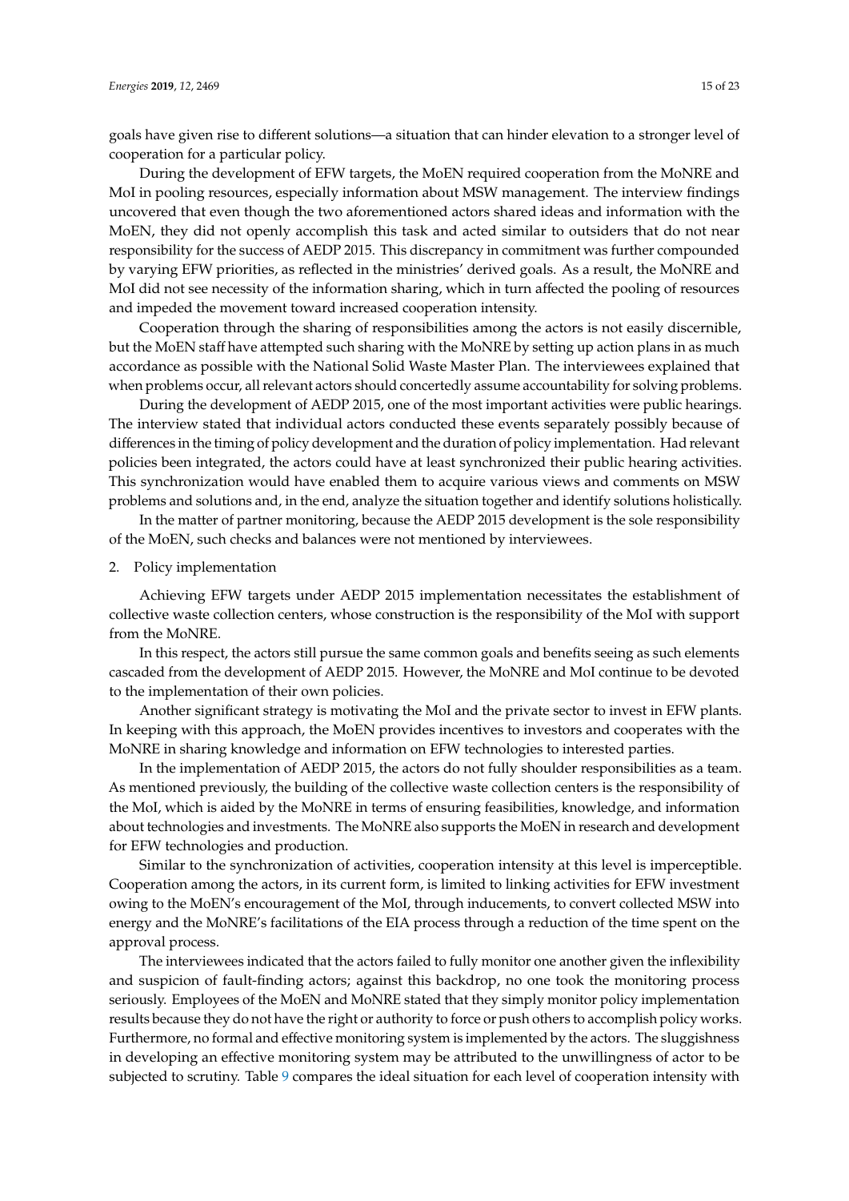goals have given rise to different solutions—a situation that can hinder elevation to a stronger level of cooperation for a particular policy.

During the development of EFW targets, the MoEN required cooperation from the MoNRE and MoI in pooling resources, especially information about MSW management. The interview findings uncovered that even though the two aforementioned actors shared ideas and information with the MoEN, they did not openly accomplish this task and acted similar to outsiders that do not near responsibility for the success of AEDP 2015. This discrepancy in commitment was further compounded by varying EFW priorities, as reflected in the ministries' derived goals. As a result, the MoNRE and MoI did not see necessity of the information sharing, which in turn affected the pooling of resources and impeded the movement toward increased cooperation intensity.

Cooperation through the sharing of responsibilities among the actors is not easily discernible, but the MoEN staff have attempted such sharing with the MoNRE by setting up action plans in as much accordance as possible with the National Solid Waste Master Plan. The interviewees explained that when problems occur, all relevant actors should concertedly assume accountability for solving problems.

During the development of AEDP 2015, one of the most important activities were public hearings. The interview stated that individual actors conducted these events separately possibly because of differences in the timing of policy development and the duration of policy implementation. Had relevant policies been integrated, the actors could have at least synchronized their public hearing activities. This synchronization would have enabled them to acquire various views and comments on MSW problems and solutions and, in the end, analyze the situation together and identify solutions holistically.

In the matter of partner monitoring, because the AEDP 2015 development is the sole responsibility of the MoEN, such checks and balances were not mentioned by interviewees.

2. Policy implementation

Achieving EFW targets under AEDP 2015 implementation necessitates the establishment of collective waste collection centers, whose construction is the responsibility of the MoI with support from the MoNRE.

In this respect, the actors still pursue the same common goals and benefits seeing as such elements cascaded from the development of AEDP 2015. However, the MoNRE and MoI continue to be devoted to the implementation of their own policies.

Another significant strategy is motivating the MoI and the private sector to invest in EFW plants. In keeping with this approach, the MoEN provides incentives to investors and cooperates with the MoNRE in sharing knowledge and information on EFW technologies to interested parties.

In the implementation of AEDP 2015, the actors do not fully shoulder responsibilities as a team. As mentioned previously, the building of the collective waste collection centers is the responsibility of the MoI, which is aided by the MoNRE in terms of ensuring feasibilities, knowledge, and information about technologies and investments. The MoNRE also supports the MoEN in research and development for EFW technologies and production.

Similar to the synchronization of activities, cooperation intensity at this level is imperceptible. Cooperation among the actors, in its current form, is limited to linking activities for EFW investment owing to the MoEN's encouragement of the MoI, through inducements, to convert collected MSW into energy and the MoNRE's facilitations of the EIA process through a reduction of the time spent on the approval process.

The interviewees indicated that the actors failed to fully monitor one another given the inflexibility and suspicion of fault-finding actors; against this backdrop, no one took the monitoring process seriously. Employees of the MoEN and MoNRE stated that they simply monitor policy implementation results because they do not have the right or authority to force or push others to accomplish policy works. Furthermore, no formal and effective monitoring system is implemented by the actors. The sluggishness in developing an effective monitoring system may be attributed to the unwillingness of actor to be subjected to scrutiny. Table 9 compares the ideal situation for each level of cooperation intensity with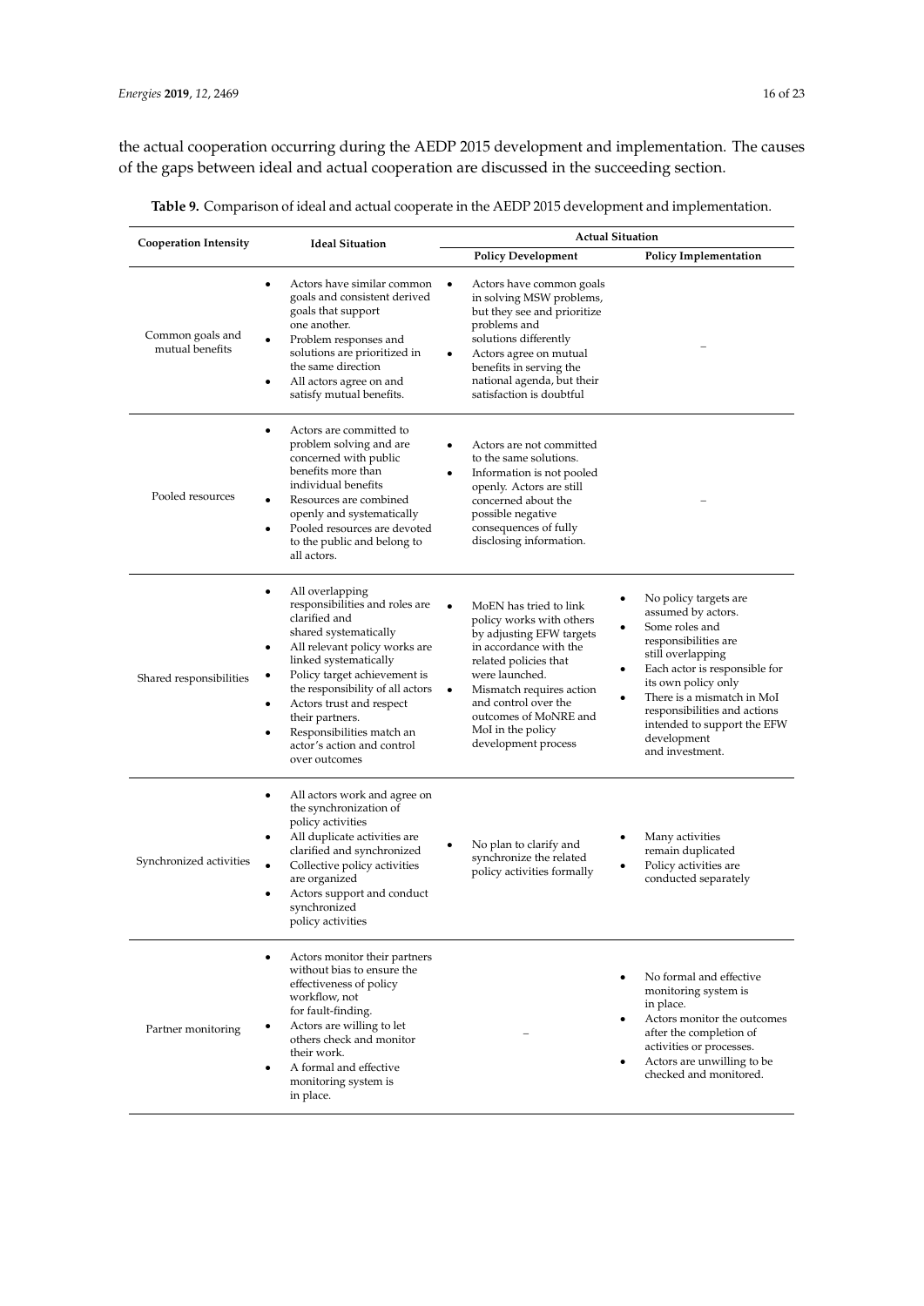the actual cooperation occurring during the AEDP 2015 development and implementation. The causes of the gaps between ideal and actual cooperation are discussed in the succeeding section.

**Table 9.** Comparison of ideal and actual cooperate in the AEDP 2015 development and implementation.

| Cooperation Intensity | Ideal Situation | Actual Situation | |
|---|---|---|---|
| | | **Policy Development** | **Policy Implementation** |
| Common goals and mutual benefits | • Actors have similar common goals and consistent derived goals that support one another.<br>• Problem responses and solutions are prioritized in the same direction<br>• All actors agree on and satisfy mutual benefits. | • Actors have common goals in solving MSW problems, but they see and prioritize problems and solutions differently<br>• Actors agree on mutual benefits in serving the national agenda, but their satisfaction is doubtful | – |
| Pooled resources | • Actors are committed to problem solving and are concerned with public benefits more than individual benefits<br>• Resources are combined openly and systematically<br>• Pooled resources are devoted to the public and belong to all actors. | • Actors are not committed to the same solutions.<br>• Information is not pooled openly. Actors are still concerned about the possible negative consequences of fully disclosing information. | – |
| Shared responsibilities | • All overlapping responsibilities and roles are clarified and shared systematically<br>• All relevant policy works are linked systematically<br>• Policy target achievement is the responsibility of all actors<br>• Actors trust and respect their partners.<br>• Responsibilities match an actor's action and control over outcomes | • MoEN has tried to link policy works with others by adjusting EFW targets in accordance with the related policies that were launched.<br>• Mismatch requires action and control over the outcomes of MoNRE and MoI in the policy development process | • No policy targets are assumed by actors.<br>• Some roles and responsibilities are still overlapping<br>• Each actor is responsible for its own policy only<br>• There is a mismatch in MoI responsibilities and actions intended to support the EFW development and investment. |
| Synchronized activities | • All actors work and agree on the synchronization of policy activities<br>• All duplicate activities are clarified and synchronized<br>• Collective policy activities are organized<br>• Actors support and conduct synchronized policy activities | • No plan to clarify and synchronize the related policy activities formally | • Many activities remain duplicated<br>• Policy activities are conducted separately |
| Partner monitoring | • Actors monitor their partners without bias to ensure the effectiveness of policy workflow, not for fault-finding.<br>• Actors are willing to let others check and monitor their work.<br>• A formal and effective monitoring system is in place. | – | • No formal and effective monitoring system is in place.<br>• Actors monitor the outcomes after the completion of activities or processes.<br>• Actors are unwilling to be checked and monitored. |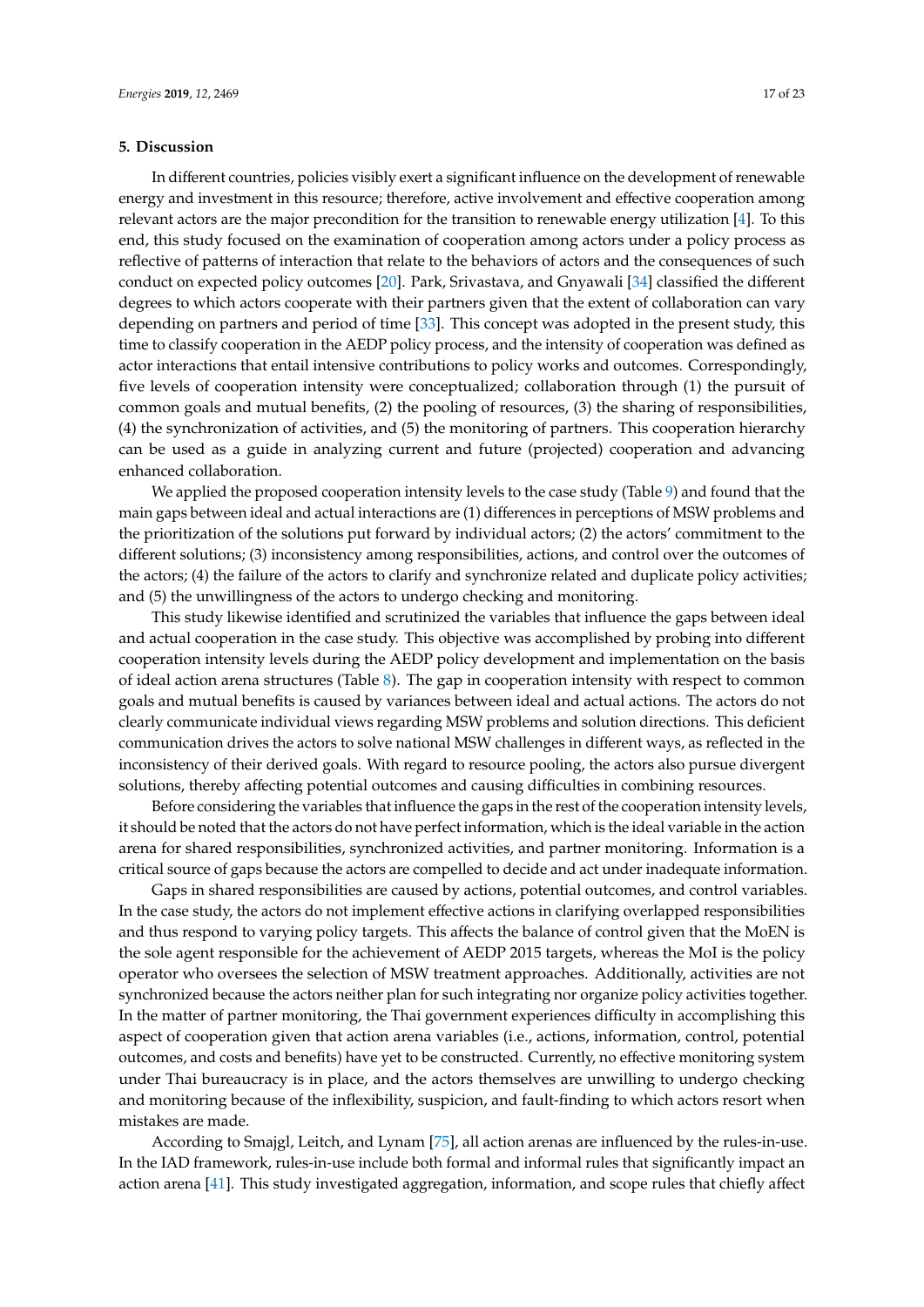## 5. Discussion

In different countries, policies visibly exert a significant influence on the development of renewable energy and investment in this resource; therefore, active involvement and effective cooperation among relevant actors are the major precondition for the transition to renewable energy utilization [4]. To this end, this study focused on the examination of cooperation among actors under a policy process as reflective of patterns of interaction that relate to the behaviors of actors and the consequences of such conduct on expected policy outcomes [20]. Park, Srivastava, and Gnyawali [34] classified the different degrees to which actors cooperate with their partners given that the extent of collaboration can vary depending on partners and period of time [33]. This concept was adopted in the present study, this time to classify cooperation in the AEDP policy process, and the intensity of cooperation was defined as actor interactions that entail intensive contributions to policy works and outcomes. Correspondingly, five levels of cooperation intensity were conceptualized; collaboration through (1) the pursuit of common goals and mutual benefits, (2) the pooling of resources, (3) the sharing of responsibilities, (4) the synchronization of activities, and (5) the monitoring of partners. This cooperation hierarchy can be used as a guide in analyzing current and future (projected) cooperation and advancing enhanced collaboration.

We applied the proposed cooperation intensity levels to the case study (Table 9) and found that the main gaps between ideal and actual interactions are (1) differences in perceptions of MSW problems and the prioritization of the solutions put forward by individual actors; (2) the actors' commitment to the different solutions; (3) inconsistency among responsibilities, actions, and control over the outcomes of the actors; (4) the failure of the actors to clarify and synchronize related and duplicate policy activities; and (5) the unwillingness of the actors to undergo checking and monitoring.

This study likewise identified and scrutinized the variables that influence the gaps between ideal and actual cooperation in the case study. This objective was accomplished by probing into different cooperation intensity levels during the AEDP policy development and implementation on the basis of ideal action arena structures (Table 8). The gap in cooperation intensity with respect to common goals and mutual benefits is caused by variances between ideal and actual actions. The actors do not clearly communicate individual views regarding MSW problems and solution directions. This deficient communication drives the actors to solve national MSW challenges in different ways, as reflected in the inconsistency of their derived goals. With regard to resource pooling, the actors also pursue divergent solutions, thereby affecting potential outcomes and causing difficulties in combining resources.

Before considering the variables that influence the gaps in the rest of the cooperation intensity levels, it should be noted that the actors do not have perfect information, which is the ideal variable in the action arena for shared responsibilities, synchronized activities, and partner monitoring. Information is a critical source of gaps because the actors are compelled to decide and act under inadequate information.

Gaps in shared responsibilities are caused by actions, potential outcomes, and control variables. In the case study, the actors do not implement effective actions in clarifying overlapped responsibilities and thus respond to varying policy targets. This affects the balance of control given that the MoEN is the sole agent responsible for the achievement of AEDP 2015 targets, whereas the MoI is the policy operator who oversees the selection of MSW treatment approaches. Additionally, activities are not synchronized because the actors neither plan for such integrating nor organize policy activities together. In the matter of partner monitoring, the Thai government experiences difficulty in accomplishing this aspect of cooperation given that action arena variables (i.e., actions, information, control, potential outcomes, and costs and benefits) have yet to be constructed. Currently, no effective monitoring system under Thai bureaucracy is in place, and the actors themselves are unwilling to undergo checking and monitoring because of the inflexibility, suspicion, and fault-finding to which actors resort when mistakes are made.

According to Smajgl, Leitch, and Lynam [75], all action arenas are influenced by the rules-in-use. In the IAD framework, rules-in-use include both formal and informal rules that significantly impact an action arena [41]. This study investigated aggregation, information, and scope rules that chiefly affect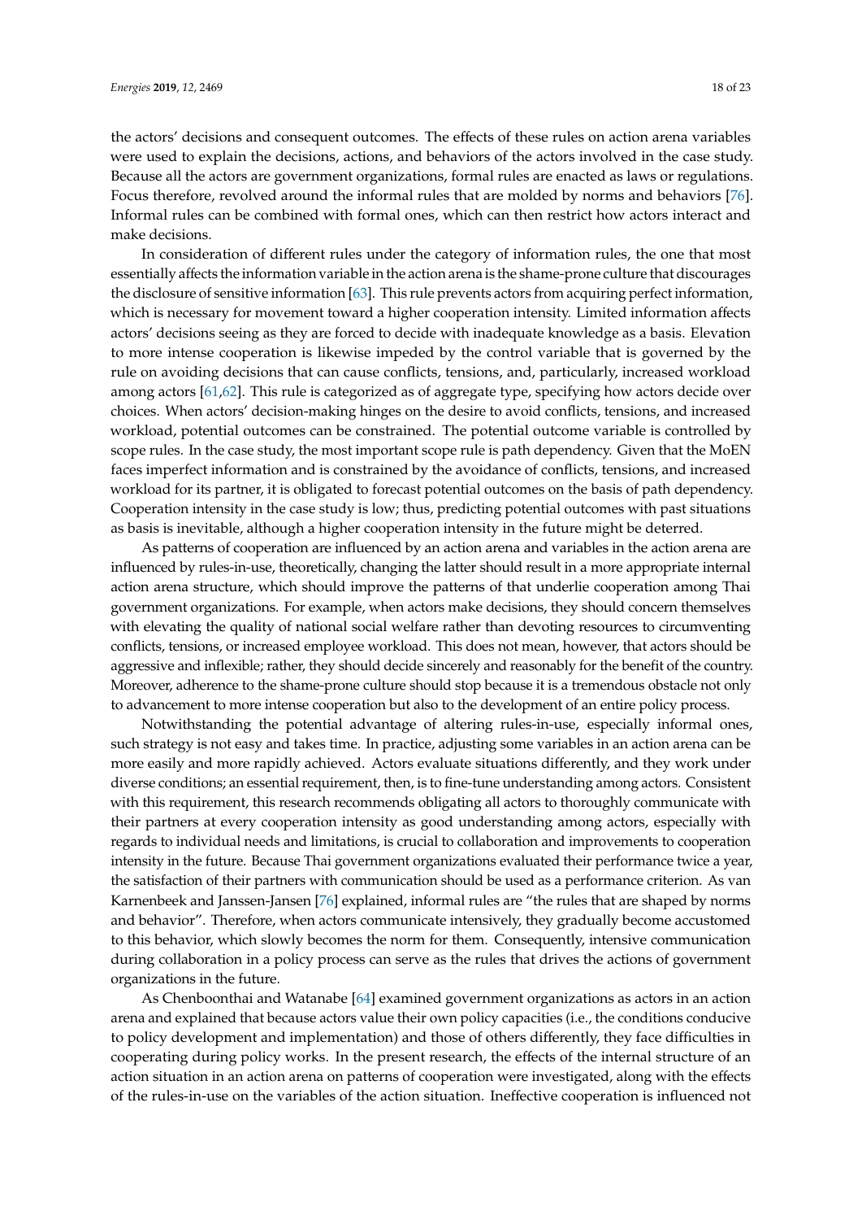the actors' decisions and consequent outcomes. The effects of these rules on action arena variables were used to explain the decisions, actions, and behaviors of the actors involved in the case study. Because all the actors are government organizations, formal rules are enacted as laws or regulations. Focus therefore, revolved around the informal rules that are molded by norms and behaviors [76]. Informal rules can be combined with formal ones, which can then restrict how actors interact and make decisions.

In consideration of different rules under the category of information rules, the one that most essentially affects the information variable in the action arena is the shame-prone culture that discourages the disclosure of sensitive information [63]. This rule prevents actors from acquiring perfect information, which is necessary for movement toward a higher cooperation intensity. Limited information affects actors' decisions seeing as they are forced to decide with inadequate knowledge as a basis. Elevation to more intense cooperation is likewise impeded by the control variable that is governed by the rule on avoiding decisions that can cause conflicts, tensions, and, particularly, increased workload among actors [61,62]. This rule is categorized as of aggregate type, specifying how actors decide over choices. When actors' decision-making hinges on the desire to avoid conflicts, tensions, and increased workload, potential outcomes can be constrained. The potential outcome variable is controlled by scope rules. In the case study, the most important scope rule is path dependency. Given that the MoEN faces imperfect information and is constrained by the avoidance of conflicts, tensions, and increased workload for its partner, it is obligated to forecast potential outcomes on the basis of path dependency. Cooperation intensity in the case study is low; thus, predicting potential outcomes with past situations as basis is inevitable, although a higher cooperation intensity in the future might be deterred.

As patterns of cooperation are influenced by an action arena and variables in the action arena are influenced by rules-in-use, theoretically, changing the latter should result in a more appropriate internal action arena structure, which should improve the patterns of that underlie cooperation among Thai government organizations. For example, when actors make decisions, they should concern themselves with elevating the quality of national social welfare rather than devoting resources to circumventing conflicts, tensions, or increased employee workload. This does not mean, however, that actors should be aggressive and inflexible; rather, they should decide sincerely and reasonably for the benefit of the country. Moreover, adherence to the shame-prone culture should stop because it is a tremendous obstacle not only to advancement to more intense cooperation but also to the development of an entire policy process.

Notwithstanding the potential advantage of altering rules-in-use, especially informal ones, such strategy is not easy and takes time. In practice, adjusting some variables in an action arena can be more easily and more rapidly achieved. Actors evaluate situations differently, and they work under diverse conditions; an essential requirement, then, is to fine-tune understanding among actors. Consistent with this requirement, this research recommends obligating all actors to thoroughly communicate with their partners at every cooperation intensity as good understanding among actors, especially with regards to individual needs and limitations, is crucial to collaboration and improvements to cooperation intensity in the future. Because Thai government organizations evaluated their performance twice a year, the satisfaction of their partners with communication should be used as a performance criterion. As van Karnenbeek and Janssen-Jansen [76] explained, informal rules are "the rules that are shaped by norms and behavior". Therefore, when actors communicate intensively, they gradually become accustomed to this behavior, which slowly becomes the norm for them. Consequently, intensive communication during collaboration in a policy process can serve as the rules that drives the actions of government organizations in the future.

As Chenboonthai and Watanabe [64] examined government organizations as actors in an action arena and explained that because actors value their own policy capacities (i.e., the conditions conducive to policy development and implementation) and those of others differently, they face difficulties in cooperating during policy works. In the present research, the effects of the internal structure of an action situation in an action arena on patterns of cooperation were investigated, along with the effects of the rules-in-use on the variables of the action situation. Ineffective cooperation is influenced not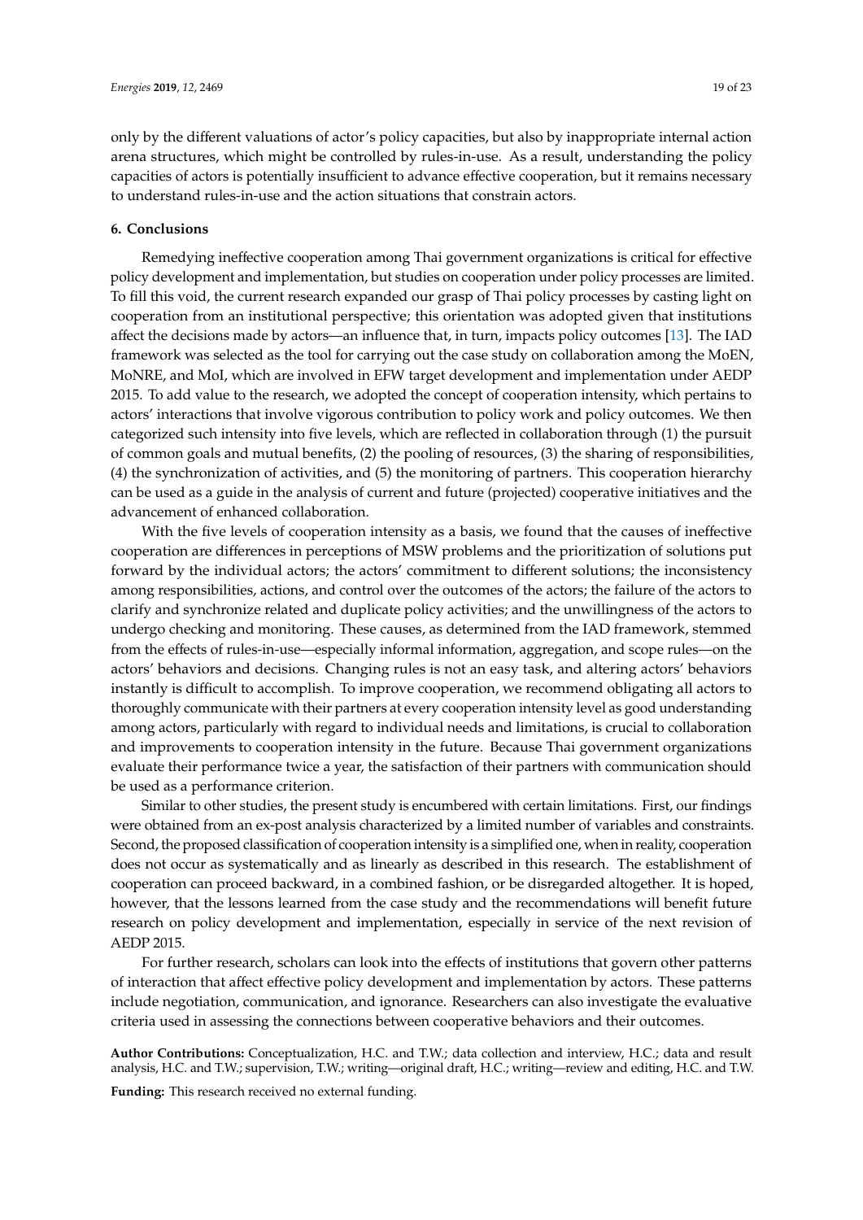only by the different valuations of actor's policy capacities, but also by inappropriate internal action arena structures, which might be controlled by rules-in-use. As a result, understanding the policy capacities of actors is potentially insufficient to advance effective cooperation, but it remains necessary to understand rules-in-use and the action situations that constrain actors.

## 6. Conclusions

Remedying ineffective cooperation among Thai government organizations is critical for effective policy development and implementation, but studies on cooperation under policy processes are limited. To fill this void, the current research expanded our grasp of Thai policy processes by casting light on cooperation from an institutional perspective; this orientation was adopted given that institutions affect the decisions made by actors—an influence that, in turn, impacts policy outcomes [13]. The IAD framework was selected as the tool for carrying out the case study on collaboration among the MoEN, MoNRE, and MoI, which are involved in EFW target development and implementation under AEDP 2015. To add value to the research, we adopted the concept of cooperation intensity, which pertains to actors' interactions that involve vigorous contribution to policy work and policy outcomes. We then categorized such intensity into five levels, which are reflected in collaboration through (1) the pursuit of common goals and mutual benefits, (2) the pooling of resources, (3) the sharing of responsibilities, (4) the synchronization of activities, and (5) the monitoring of partners. This cooperation hierarchy can be used as a guide in the analysis of current and future (projected) cooperative initiatives and the advancement of enhanced collaboration.

With the five levels of cooperation intensity as a basis, we found that the causes of ineffective cooperation are differences in perceptions of MSW problems and the prioritization of solutions put forward by the individual actors; the actors' commitment to different solutions; the inconsistency among responsibilities, actions, and control over the outcomes of the actors; the failure of the actors to clarify and synchronize related and duplicate policy activities; and the unwillingness of the actors to undergo checking and monitoring. These causes, as determined from the IAD framework, stemmed from the effects of rules-in-use—especially informal information, aggregation, and scope rules—on the actors' behaviors and decisions. Changing rules is not an easy task, and altering actors' behaviors instantly is difficult to accomplish. To improve cooperation, we recommend obligating all actors to thoroughly communicate with their partners at every cooperation intensity level as good understanding among actors, particularly with regard to individual needs and limitations, is crucial to collaboration and improvements to cooperation intensity in the future. Because Thai government organizations evaluate their performance twice a year, the satisfaction of their partners with communication should be used as a performance criterion.

Similar to other studies, the present study is encumbered with certain limitations. First, our findings were obtained from an ex-post analysis characterized by a limited number of variables and constraints. Second, the proposed classification of cooperation intensity is a simplified one, when in reality, cooperation does not occur as systematically and as linearly as described in this research. The establishment of cooperation can proceed backward, in a combined fashion, or be disregarded altogether. It is hoped, however, that the lessons learned from the case study and the recommendations will benefit future research on policy development and implementation, especially in service of the next revision of AEDP 2015.

For further research, scholars can look into the effects of institutions that govern other patterns of interaction that affect effective policy development and implementation by actors. These patterns include negotiation, communication, and ignorance. Researchers can also investigate the evaluative criteria used in assessing the connections between cooperative behaviors and their outcomes.

**Author Contributions:** Conceptualization, H.C. and T.W.; data collection and interview, H.C.; data and result analysis, H.C. and T.W.; supervision, T.W.; writing—original draft, H.C.; writing—review and editing, H.C. and T.W.

**Funding:** This research received no external funding.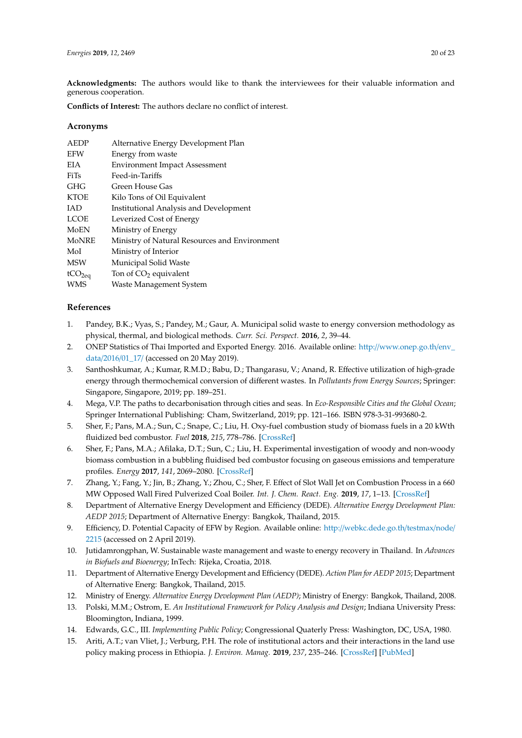**Acknowledgments:** The authors would like to thank the interviewees for their valuable information and generous cooperation.

**Conflicts of Interest:** The authors declare no conflict of interest.

## Acronyms

| | |
|---|---|
| AEDP | Alternative Energy Development Plan |
| EFW | Energy from waste |
| EIA | Environment Impact Assessment |
| FiTs | Feed-in-Tariffs |
| GHG | Green House Gas |
| KTOE | Kilo Tons of Oil Equivalent |
| IAD | Institutional Analysis and Development |
| LCOE | Leverized Cost of Energy |
| MoEN | Ministry of Energy |
| MoNRE | Ministry of Natural Resources and Environment |
| MoI | Ministry of Interior |
| MSW | Municipal Solid Waste |
| $tCO_{2eq}$ | Ton of $CO_2$ equivalent |
| WMS | Waste Management System |

## References

1. Pandey, B.K.; Vyas, S.; Pandey, M.; Gaur, A. Municipal solid waste to energy conversion methodology as physical, thermal, and biological methods. *Curr. Sci. Perspect.* **2016**, *2*, 39–44.
2. ONEP Statistics of Thai Imported and Exported Energy. 2016. Available online: http://www.onep.go.th/env_data/2016/01_17/ (accessed on 20 May 2019).
3. Santhoshkumar, A.; Kumar, R.M.D.; Babu, D.; Thangarasu, V.; Anand, R. Effective utilization of high-grade energy through thermochemical conversion of different wastes. In *Pollutants from Energy Sources*; Springer: Singapore, Singapore, 2019; pp. 189–251.
4. Mega, V.P. The paths to decarbonisation through cities and seas. In *Eco-Responsible Cities and the Global Ocean*; Springer International Publishing: Cham, Switzerland, 2019; pp. 121–166. ISBN 978-3-31-993680-2.
5. Sher, F.; Pans, M.A.; Sun, C.; Snape, C.; Liu, H. Oxy-fuel combustion study of biomass fuels in a 20 kWth fluidized bed combustor. *Fuel* **2018**, *215*, 778–786. [CrossRef]
6. Sher, F.; Pans, M.A.; Afilaka, D.T.; Sun, C.; Liu, H. Experimental investigation of woody and non-woody biomass combustion in a bubbling fluidised bed combustor focusing on gaseous emissions and temperature profiles. *Energy* **2017**, *141*, 2069–2080. [CrossRef]
7. Zhang, Y.; Fang, Y.; Jin, B.; Zhang, Y.; Zhou, C.; Sher, F. Effect of Slot Wall Jet on Combustion Process in a 660 MW Opposed Wall Fired Pulverized Coal Boiler. *Int. J. Chem. React. Eng.* **2019**, *17*, 1–13. [CrossRef]
8. Department of Alternative Energy Development and Efficiency (DEDE). *Alternative Energy Development Plan: AEDP 2015*; Department of Alternative Energy: Bangkok, Thailand, 2015.
9. Efficiency, D. Potential Capacity of EFW by Region. Available online: http://webkc.dede.go.th/testmax/node/2215 (accessed on 2 April 2019).
10. Jutidamrongphan, W. Sustainable waste management and waste to energy recovery in Thailand. In *Advances in Biofuels and Bioenergy*; InTech: Rijeka, Croatia, 2018.
11. Department of Alternative Energy Development and Efficiency (DEDE). *Action Plan for AEDP 2015*; Department of Alternative Energ: Bangkok, Thailand, 2015.
12. Ministry of Energy. *Alternative Energy Development Plan (AEDP)*; Ministry of Energy: Bangkok, Thailand, 2008.
13. Polski, M.M.; Ostrom, E. *An Institutional Framework for Policy Analysis and Design*; Indiana University Press: Bloomington, Indiana, 1999.
14. Edwards, G.C., III. *Implementing Public Policy*; Congressional Quaterly Press: Washington, DC, USA, 1980.
15. Ariti, A.T.; van Vliet, J.; Verburg, P.H. The role of institutional actors and their interactions in the land use policy making process in Ethiopia. *J. Environ. Manag.* **2019**, *237*, 235–246. [CrossRef] [PubMed]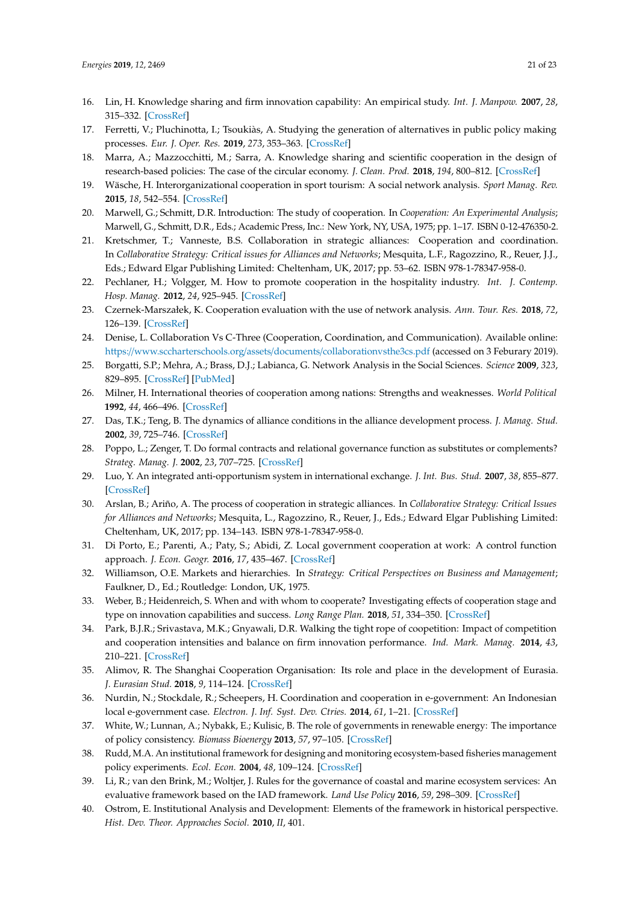16. Lin, H. Knowledge sharing and firm innovation capability: An empirical study. *Int. J. Manpow.* **2007**, *28*, 315–332. [CrossRef]
17. Ferretti, V.; Pluchinotta, I.; Tsoukiàs, A. Studying the generation of alternatives in public policy making processes. *Eur. J. Oper. Res.* **2019**, *273*, 353–363. [CrossRef]
18. Marra, A.; Mazzocchitti, M.; Sarra, A. Knowledge sharing and scientific cooperation in the design of research-based policies: The case of the circular economy. *J. Clean. Prod.* **2018**, *194*, 800–812. [CrossRef]
19. Wäsche, H. Interorganizational cooperation in sport tourism: A social network analysis. *Sport Manag. Rev.* **2015**, *18*, 542–554. [CrossRef]
20. Marwell, G.; Schmitt, D.R. Introduction: The study of cooperation. In *Cooperation: An Experimental Analysis*; Marwell, G., Schmitt, D.R., Eds.; Academic Press, Inc.: New York, NY, USA, 1975; pp. 1–17. ISBN 0-12-476350-2.
21. Kretschmer, T.; Vanneste, B.S. Collaboration in strategic alliances: Cooperation and coordination. In *Collaborative Strategy: Critical issues for Alliances and Networks*; Mesquita, L.F., Ragozzino, R., Reuer, J.J., Eds.; Edward Elgar Publishing Limited: Cheltenham, UK, 2017; pp. 53–62. ISBN 978-1-78347-958-0.
22. Pechlaner, H.; Volgger, M. How to promote cooperation in the hospitality industry. *Int. J. Contemp. Hosp. Manag.* **2012**, *24*, 925–945. [CrossRef]
23. Czernek-Marszałek, K. Cooperation evaluation with the use of network analysis. *Ann. Tour. Res.* **2018**, *72*, 126–139. [CrossRef]
24. Denise, L. Collaboration Vs C-Three (Cooperation, Coordination, and Communication). Available online: https://www.sccharterschools.org/assets/documents/collaborationvsthe3cs.pdf (accessed on 3 Feburary 2019).
25. Borgatti, S.P.; Mehra, A.; Brass, D.J.; Labianca, G. Network Analysis in the Social Sciences. *Science* **2009**, *323*, 829–895. [CrossRef] [PubMed]
26. Milner, H. International theories of cooperation among nations: Strengths and weaknesses. *World Political* **1992**, *44*, 466–496. [CrossRef]
27. Das, T.K.; Teng, B. The dynamics of alliance conditions in the alliance development process. *J. Manag. Stud.* **2002**, *39*, 725–746. [CrossRef]
28. Poppo, L.; Zenger, T. Do formal contracts and relational governance function as substitutes or complements? *Strateg. Manag. J.* **2002**, *23*, 707–725. [CrossRef]
29. Luo, Y. An integrated anti-opportunism system in international exchange. *J. Int. Bus. Stud.* **2007**, *38*, 855–877. [CrossRef]
30. Arslan, B.; Ariño, A. The process of cooperation in strategic alliances. In *Collaborative Strategy: Critical Issues for Alliances and Networks*; Mesquita, L., Ragozzino, R., Reuer, J., Eds.; Edward Elgar Publishing Limited: Cheltenham, UK, 2017; pp. 134–143. ISBN 978-1-78347-958-0.
31. Di Porto, E.; Parenti, A.; Paty, S.; Abidi, Z. Local government cooperation at work: A control function approach. *J. Econ. Geogr.* **2016**, *17*, 435–467. [CrossRef]
32. Williamson, O.E. Markets and hierarchies. In *Strategy: Critical Perspectives on Business and Management*; Faulkner, D., Ed.; Routledge: London, UK, 1975.
33. Weber, B.; Heidenreich, S. When and with whom to cooperate? Investigating effects of cooperation stage and type on innovation capabilities and success. *Long Range Plan.* **2018**, *51*, 334–350. [CrossRef]
34. Park, B.J.R.; Srivastava, M.K.; Gnyawali, D.R. Walking the tight rope of coopetition: Impact of competition and cooperation intensities and balance on firm innovation performance. *Ind. Mark. Manag.* **2014**, *43*, 210–221. [CrossRef]
35. Alimov, R. The Shanghai Cooperation Organisation: Its role and place in the development of Eurasia. *J. Eurasian Stud.* **2018**, *9*, 114–124. [CrossRef]
36. Nurdin, N.; Stockdale, R.; Scheepers, H. Coordination and cooperation in e-government: An Indonesian local e-government case. *Electron. J. Inf. Syst. Dev. Ctries.* **2014**, *61*, 1–21. [CrossRef]
37. White, W.; Lunnan, A.; Nybakk, E.; Kulisic, B. The role of governments in renewable energy: The importance of policy consistency. *Biomass Bioenergy* **2013**, *57*, 97–105. [CrossRef]
38. Rudd, M.A. An institutional framework for designing and monitoring ecosystem-based fisheries management policy experiments. *Ecol. Econ.* **2004**, *48*, 109–124. [CrossRef]
39. Li, R.; van den Brink, M.; Woltjer, J. Rules for the governance of coastal and marine ecosystem services: An evaluative framework based on the IAD framework. *Land Use Policy* **2016**, *59*, 298–309. [CrossRef]
40. Ostrom, E. Institutional Analysis and Development: Elements of the framework in historical perspective. *Hist. Dev. Theor. Approaches Sociol.* **2010**, *II*, 401.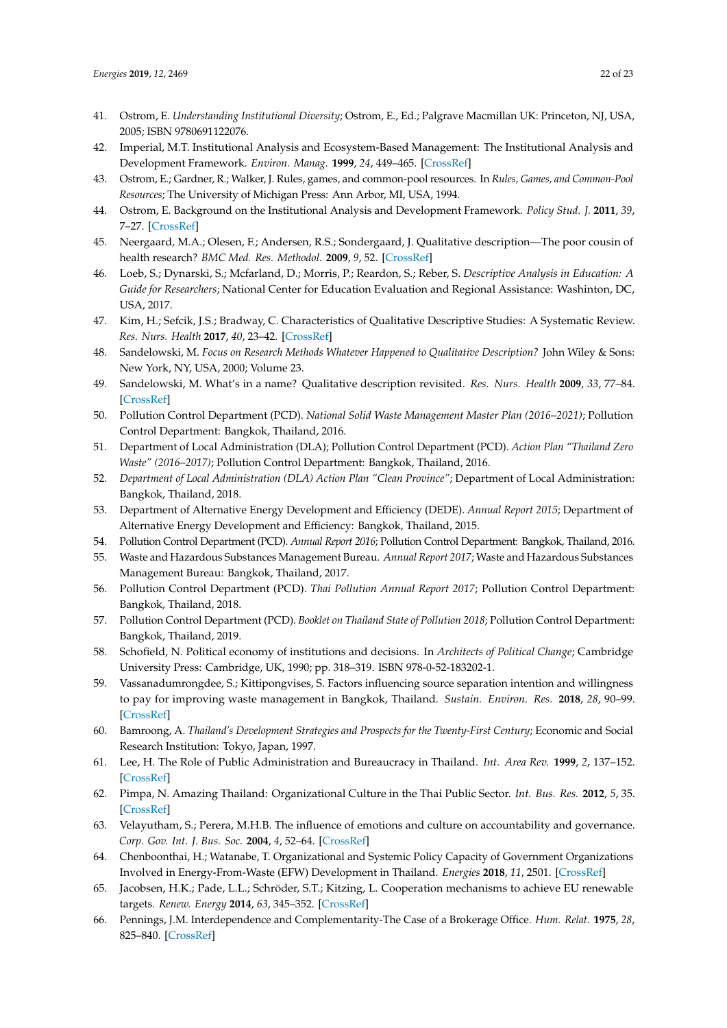41. Ostrom, E. *Understanding Institutional Diversity*; Ostrom, E., Ed.; Palgrave Macmillan UK: Princeton, NJ, USA, 2005; ISBN 9780691122076.
42. Imperial, M.T. Institutional Analysis and Ecosystem-Based Management: The Institutional Analysis and Development Framework. *Environ. Manag.* **1999**, *24*, 449–465. [CrossRef]
43. Ostrom, E.; Gardner, R.; Walker, J. Rules, games, and common-pool resources. In *Rules, Games, and Common-Pool Resources*; The University of Michigan Press: Ann Arbor, MI, USA, 1994.
44. Ostrom, E. Background on the Institutional Analysis and Development Framework. *Policy Stud. J.* **2011**, *39*, 7–27. [CrossRef]
45. Neergaard, M.A.; Olesen, F.; Andersen, R.S.; Sondergaard, J. Qualitative description—The poor cousin of health research? *BMC Med. Res. Methodol.* **2009**, *9*, 52. [CrossRef]
46. Loeb, S.; Dynarski, S.; Mcfarland, D.; Morris, P.; Reardon, S.; Reber, S. *Descriptive Analysis in Education: A Guide for Researchers*; National Center for Education Evaluation and Regional Assistance: Washinton, DC, USA, 2017.
47. Kim, H.; Sefcik, J.S.; Bradway, C. Characteristics of Qualitative Descriptive Studies: A Systematic Review. *Res. Nurs. Health* **2017**, *40*, 23–42. [CrossRef]
48. Sandelowski, M. *Focus on Research Methods Whatever Happened to Qualitative Description?* John Wiley & Sons: New York, NY, USA, 2000; Volume 23.
49. Sandelowski, M. What's in a name? Qualitative description revisited. *Res. Nurs. Health* **2009**, *33*, 77–84. [CrossRef]
50. Pollution Control Department (PCD). *National Solid Waste Management Master Plan (2016–2021)*; Pollution Control Department: Bangkok, Thailand, 2016.
51. Department of Local Administration (DLA); Pollution Control Department (PCD). *Action Plan "Thailand Zero Waste" (2016–2017)*; Pollution Control Department: Bangkok, Thailand, 2016.
52. *Department of Local Administration (DLA) Action Plan "Clean Province"*; Department of Local Administration: Bangkok, Thailand, 2018.
53. Department of Alternative Energy Development and Efficiency (DEDE). *Annual Report 2015*; Department of Alternative Energy Development and Efficiency: Bangkok, Thailand, 2015.
54. Pollution Control Department (PCD). *Annual Report 2016*; Pollution Control Department: Bangkok, Thailand, 2016.
55. Waste and Hazardous Substances Management Bureau. *Annual Report 2017*; Waste and Hazardous Substances Management Bureau: Bangkok, Thailand, 2017.
56. Pollution Control Department (PCD). *Thai Pollution Annual Report 2017*; Pollution Control Department: Bangkok, Thailand, 2018.
57. Pollution Control Department (PCD). *Booklet on Thailand State of Pollution 2018*; Pollution Control Department: Bangkok, Thailand, 2019.
58. Schofield, N. Political economy of institutions and decisions. In *Architects of Political Change*; Cambridge University Press: Cambridge, UK, 1990; pp. 318–319. ISBN 978-0-52-183202-1.
59. Vassanadumrongdee, S.; Kittipongvises, S. Factors influencing source separation intention and willingness to pay for improving waste management in Bangkok, Thailand. *Sustain. Environ. Res.* **2018**, *28*, 90–99. [CrossRef]
60. Bamroong, A. *Thailand's Development Strategies and Prospects for the Twenty-First Century*; Economic and Social Research Institution: Tokyo, Japan, 1997.
61. Lee, H. The Role of Public Administration and Bureaucracy in Thailand. *Int. Area Rev.* **1999**, *2*, 137–152. [CrossRef]
62. Pimpa, N. Amazing Thailand: Organizational Culture in the Thai Public Sector. *Int. Bus. Res.* **2012**, *5*, 35. [CrossRef]
63. Velayutham, S.; Perera, M.H.B. The influence of emotions and culture on accountability and governance. *Corp. Gov. Int. J. Bus. Soc.* **2004**, *4*, 52–64. [CrossRef]
64. Chenboonthai, H.; Watanabe, T. Organizational and Systemic Policy Capacity of Government Organizations Involved in Energy-From-Waste (EFW) Development in Thailand. *Energies* **2018**, *11*, 2501. [CrossRef]
65. Jacobsen, H.K.; Pade, L.L.; Schröder, S.T.; Kitzing, L. Cooperation mechanisms to achieve EU renewable targets. *Renew. Energy* **2014**, *63*, 345–352. [CrossRef]
66. Pennings, J.M. Interdependence and Complementarity-The Case of a Brokerage Office. *Hum. Relat.* **1975**, *28*, 825–840. [CrossRef]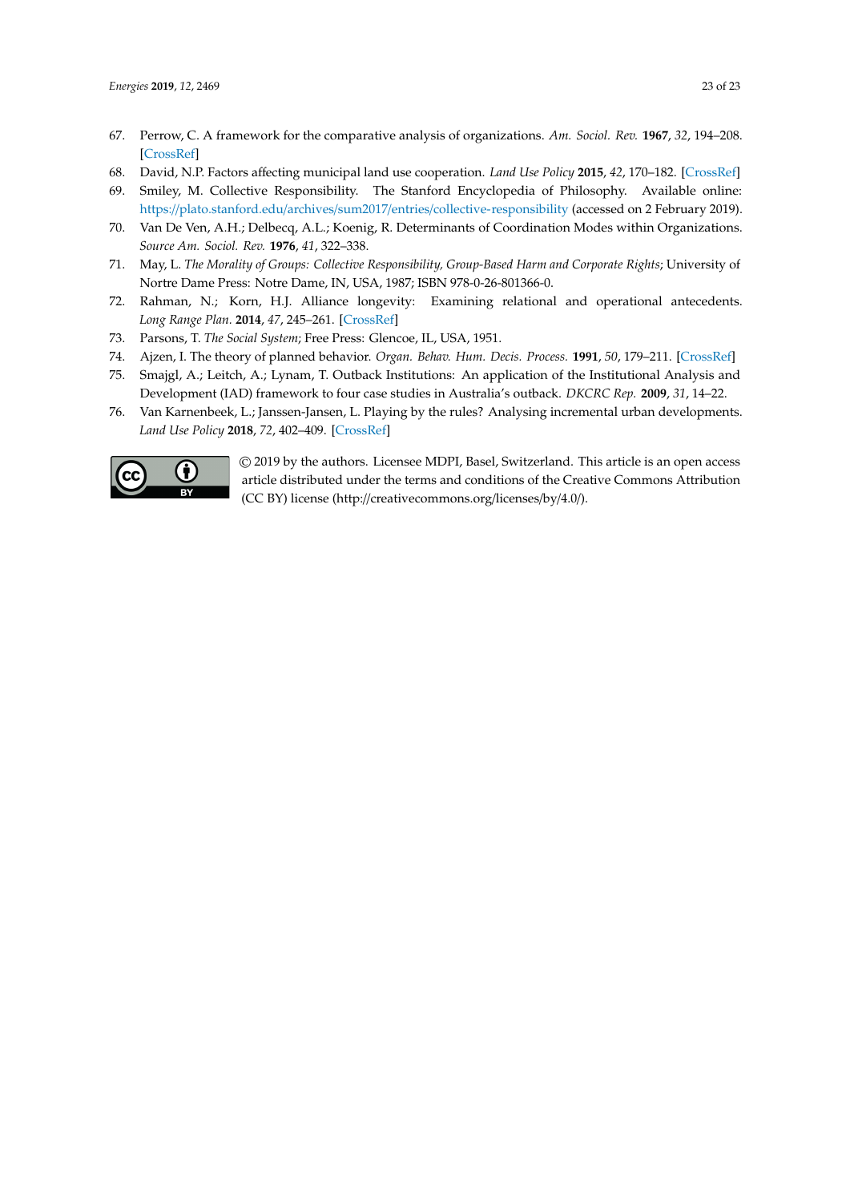67. Perrow, C. A framework for the comparative analysis of organizations. *Am. Sociol. Rev.* **1967**, *32*, 194–208. [CrossRef]
68. David, N.P. Factors affecting municipal land use cooperation. *Land Use Policy* **2015**, *42*, 170–182. [CrossRef]
69. Smiley, M. Collective Responsibility. The Stanford Encyclopedia of Philosophy. Available online: https://plato.stanford.edu/archives/sum2017/entries/collective-responsibility (accessed on 2 February 2019).
70. Van De Ven, A.H.; Delbecq, A.L.; Koenig, R. Determinants of Coordination Modes within Organizations. *Source Am. Sociol. Rev.* **1976**, *41*, 322–338.
71. May, L. *The Morality of Groups: Collective Responsibility, Group-Based Harm and Corporate Rights*; University of Nortre Dame Press: Notre Dame, IN, USA, 1987; ISBN 978-0-26-801366-0.
72. Rahman, N.; Korn, H.J. Alliance longevity: Examining relational and operational antecedents. *Long Range Plan.* **2014**, *47*, 245–261. [CrossRef]
73. Parsons, T. *The Social System*; Free Press: Glencoe, IL, USA, 1951.
74. Ajzen, I. The theory of planned behavior. *Organ. Behav. Hum. Decis. Process.* **1991**, *50*, 179–211. [CrossRef]
75. Smajgl, A.; Leitch, A.; Lynam, T. Outback Institutions: An application of the Institutional Analysis and Development (IAD) framework to four case studies in Australia's outback. *DKCRC Rep.* **2009**, *31*, 14–22.
76. Van Karnenbeek, L.; Janssen-Jansen, L. Playing by the rules? Analysing incremental urban developments. *Land Use Policy* **2018**, *72*, 402–409. [CrossRef]

© 2019 by the authors. Licensee MDPI, Basel, Switzerland. This article is an open access article distributed under the terms and conditions of the Creative Commons Attribution (CC BY) license (http://creativecommons.org/licenses/by/4.0/).